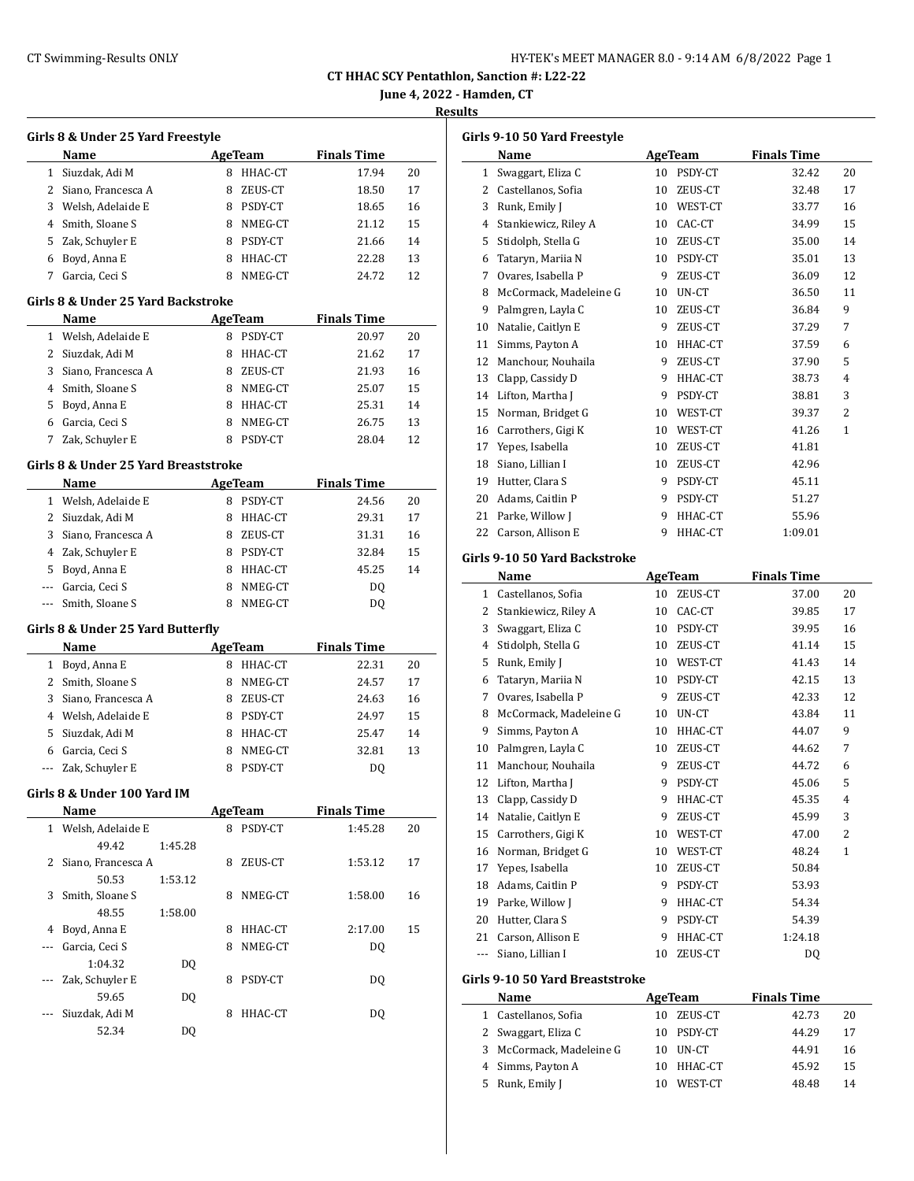# CT HHAC SCY Pentathlon, Sanction #: L22-22

**June 4, 2022 - Hamden, CT**

**Results**

### Girls 8 & Under 25 Yard Freestyle

| | Name | Age | Team | Finals Time | |
|---|---|---|---|---|---|
| 1 | Siuzdak, Adi M | 8 | HHAC-CT | 17.94 | 20 |
| 2 | Siano, Francesca A | 8 | ZEUS-CT | 18.50 | 17 |
| 3 | Welsh, Adelaide E | 8 | PSDY-CT | 18.65 | 16 |
| 4 | Smith, Sloane S | 8 | NMEG-CT | 21.12 | 15 |
| 5 | Zak, Schuyler E | 8 | PSDY-CT | 21.66 | 14 |
| 6 | Boyd, Anna E | 8 | HHAC-CT | 22.28 | 13 |
| 7 | Garcia, Ceci S | 8 | NMEG-CT | 24.72 | 12 |

### Girls 8 & Under 25 Yard Backstroke

| | Name | Age | Team | Finals Time | |
|---|---|---|---|---|---|
| 1 | Welsh, Adelaide E | 8 | PSDY-CT | 20.97 | 20 |
| 2 | Siuzdak, Adi M | 8 | HHAC-CT | 21.62 | 17 |
| 3 | Siano, Francesca A | 8 | ZEUS-CT | 21.93 | 16 |
| 4 | Smith, Sloane S | 8 | NMEG-CT | 25.07 | 15 |
| 5 | Boyd, Anna E | 8 | HHAC-CT | 25.31 | 14 |
| 6 | Garcia, Ceci S | 8 | NMEG-CT | 26.75 | 13 |
| 7 | Zak, Schuyler E | 8 | PSDY-CT | 28.04 | 12 |

### Girls 8 & Under 25 Yard Breaststroke

| | Name | Age | Team | Finals Time | |
|---|---|---|---|---|---|
| 1 | Welsh, Adelaide E | 8 | PSDY-CT | 24.56 | 20 |
| 2 | Siuzdak, Adi M | 8 | HHAC-CT | 29.31 | 17 |
| 3 | Siano, Francesca A | 8 | ZEUS-CT | 31.31 | 16 |
| 4 | Zak, Schuyler E | 8 | PSDY-CT | 32.84 | 15 |
| 5 | Boyd, Anna E | 8 | HHAC-CT | 45.25 | 14 |
| --- | Garcia, Ceci S | 8 | NMEG-CT | DQ | |
| --- | Smith, Sloane S | 8 | NMEG-CT | DQ | |

### Girls 8 & Under 25 Yard Butterfly

| | Name | Age | Team | Finals Time | |
|---|---|---|---|---|---|
| 1 | Boyd, Anna E | 8 | HHAC-CT | 22.31 | 20 |
| 2 | Smith, Sloane S | 8 | NMEG-CT | 24.57 | 17 |
| 3 | Siano, Francesca A | 8 | ZEUS-CT | 24.63 | 16 |
| 4 | Welsh, Adelaide E | 8 | PSDY-CT | 24.97 | 15 |
| 5 | Siuzdak, Adi M | 8 | HHAC-CT | 25.47 | 14 |
| 6 | Garcia, Ceci S | 8 | NMEG-CT | 32.81 | 13 |
| --- | Zak, Schuyler E | 8 | PSDY-CT | DQ | |

### Girls 8 & Under 100 Yard IM

| | Name | | Age | Team | Finals Time | |
|---|---|---|---|---|---|---|
| 1 | Welsh, Adelaide E | | 8 | PSDY-CT | 1:45.28 | 20 |
| | 49.42 | 1:45.28 | | | | |
| 2 | Siano, Francesca A | | 8 | ZEUS-CT | 1:53.12 | 17 |
| | 50.53 | 1:53.12 | | | | |
| 3 | Smith, Sloane S | | 8 | NMEG-CT | 1:58.00 | 16 |
| | 48.55 | 1:58.00 | | | | |
| 4 | Boyd, Anna E | | 8 | HHAC-CT | 2:17.00 | 15 |
| --- | Garcia, Ceci S | | 8 | NMEG-CT | DQ | |
| | 1:04.32 | DQ | | | | |
| --- | Zak, Schuyler E | | 8 | PSDY-CT | DQ | |
| | 59.65 | DQ | | | | |
| --- | Siuzdak, Adi M | | 8 | HHAC-CT | DQ | |
| | 52.34 | DQ | | | | |

### Girls 9-10 50 Yard Freestyle

| | Name | Age | Team | Finals Time | |
|---|---|---|---|---|---|
| 1 | Swaggart, Eliza C | 10 | PSDY-CT | 32.42 | 20 |
| 2 | Castellanos, Sofia | 10 | ZEUS-CT | 32.48 | 17 |
| 3 | Runk, Emily J | 10 | WEST-CT | 33.77 | 16 |
| 4 | Stankiewicz, Riley A | 10 | CAC-CT | 34.99 | 15 |
| 5 | Stidolph, Stella G | 10 | ZEUS-CT | 35.00 | 14 |
| 6 | Tataryn, Mariia N | 10 | PSDY-CT | 35.01 | 13 |
| 7 | Ovares, Isabella P | 9 | ZEUS-CT | 36.09 | 12 |
| 8 | McCormack, Madeleine G | 10 | UN-CT | 36.50 | 11 |
| 9 | Palmgren, Layla C | 10 | ZEUS-CT | 36.84 | 9 |
| 10 | Natalie, Caitlyn E | 9 | ZEUS-CT | 37.29 | 7 |
| 11 | Simms, Payton A | 10 | HHAC-CT | 37.59 | 6 |
| 12 | Manchour, Nouhaila | 9 | ZEUS-CT | 37.90 | 5 |
| 13 | Clapp, Cassidy D | 9 | HHAC-CT | 38.73 | 4 |
| 14 | Lifton, Martha J | 9 | PSDY-CT | 38.81 | 3 |
| 15 | Norman, Bridget G | 10 | WEST-CT | 39.37 | 2 |
| 16 | Carrothers, Gigi K | 10 | WEST-CT | 41.26 | 1 |
| 17 | Yepes, Isabella | 10 | ZEUS-CT | 41.81 | |
| 18 | Siano, Lillian I | 10 | ZEUS-CT | 42.96 | |
| 19 | Hutter, Clara S | 9 | PSDY-CT | 45.11 | |
| 20 | Adams, Caitlin P | 9 | PSDY-CT | 51.27 | |
| 21 | Parke, Willow J | 9 | HHAC-CT | 55.96 | |
| 22 | Carson, Allison E | 9 | HHAC-CT | 1:09.01 | |

### Girls 9-10 50 Yard Backstroke

| | Name | Age | Team | Finals Time | |
|---|---|---|---|---|---|
| 1 | Castellanos, Sofia | 10 | ZEUS-CT | 37.00 | 20 |
| 2 | Stankiewicz, Riley A | 10 | CAC-CT | 39.85 | 17 |
| 3 | Swaggart, Eliza C | 10 | PSDY-CT | 39.95 | 16 |
| 4 | Stidolph, Stella G | 10 | ZEUS-CT | 41.14 | 15 |
| 5 | Runk, Emily J | 10 | WEST-CT | 41.43 | 14 |
| 6 | Tataryn, Mariia N | 10 | PSDY-CT | 42.15 | 13 |
| 7 | Ovares, Isabella P | 9 | ZEUS-CT | 42.33 | 12 |
| 8 | McCormack, Madeleine G | 10 | UN-CT | 43.84 | 11 |
| 9 | Simms, Payton A | 10 | HHAC-CT | 44.07 | 9 |
| 10 | Palmgren, Layla C | 10 | ZEUS-CT | 44.62 | 7 |
| 11 | Manchour, Nouhaila | 9 | ZEUS-CT | 44.72 | 6 |
| 12 | Lifton, Martha J | 9 | PSDY-CT | 45.06 | 5 |
| 13 | Clapp, Cassidy D | 9 | HHAC-CT | 45.35 | 4 |
| 14 | Natalie, Caitlyn E | 9 | ZEUS-CT | 45.99 | 3 |
| 15 | Carrothers, Gigi K | 10 | WEST-CT | 47.00 | 2 |
| 16 | Norman, Bridget G | 10 | WEST-CT | 48.24 | 1 |
| 17 | Yepes, Isabella | 10 | ZEUS-CT | 50.84 | |
| 18 | Adams, Caitlin P | 9 | PSDY-CT | 53.93 | |
| 19 | Parke, Willow J | 9 | HHAC-CT | 54.34 | |
| 20 | Hutter, Clara S | 9 | PSDY-CT | 54.39 | |
| 21 | Carson, Allison E | 9 | HHAC-CT | 1:24.18 | |
| --- | Siano, Lillian I | 10 | ZEUS-CT | DQ | |

### Girls 9-10 50 Yard Breaststroke

| | Name | Age | Team | Finals Time | |
|---|---|---|---|---|---|
| 1 | Castellanos, Sofia | 10 | ZEUS-CT | 42.73 | 20 |
| 2 | Swaggart, Eliza C | 10 | PSDY-CT | 44.29 | 17 |
| 3 | McCormack, Madeleine G | 10 | UN-CT | 44.91 | 16 |
| 4 | Simms, Payton A | 10 | HHAC-CT | 45.92 | 15 |
| 5 | Runk, Emily J | 10 | WEST-CT | 48.48 | 14 |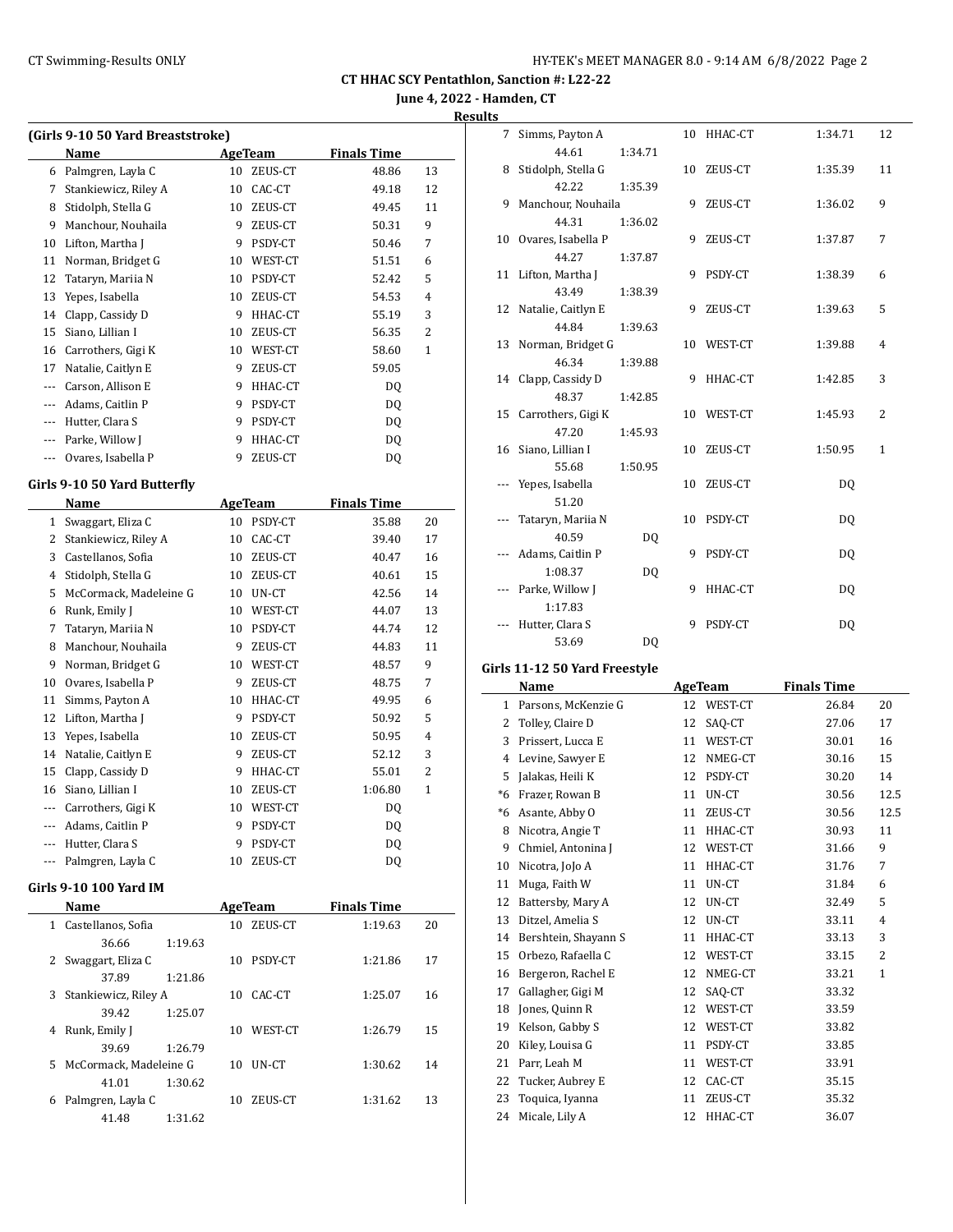# CT HHAC SCY Pentathlon, Sanction #: L22-22

**June 4, 2022 - Hamden, CT**

**Results**

### (Girls 9-10 50 Yard Breaststroke)

| | Name | Age | Team | Finals Time | |
|---|---|---|---|---|---|
| 6 | Palmgren, Layla C | 10 | ZEUS-CT | 48.86 | 13 |
| 7 | Stankiewicz, Riley A | 10 | CAC-CT | 49.18 | 12 |
| 8 | Stidolph, Stella G | 10 | ZEUS-CT | 49.45 | 11 |
| 9 | Manchour, Nouhaila | 9 | ZEUS-CT | 50.31 | 9 |
| 10 | Lifton, Martha J | 9 | PSDY-CT | 50.46 | 7 |
| 11 | Norman, Bridget G | 10 | WEST-CT | 51.51 | 6 |
| 12 | Tataryn, Mariia N | 10 | PSDY-CT | 52.42 | 5 |
| 13 | Yepes, Isabella | 10 | ZEUS-CT | 54.53 | 4 |
| 14 | Clapp, Cassidy D | 9 | HHAC-CT | 55.19 | 3 |
| 15 | Siano, Lillian I | 10 | ZEUS-CT | 56.35 | 2 |
| 16 | Carrothers, Gigi K | 10 | WEST-CT | 58.60 | 1 |
| 17 | Natalie, Caitlyn E | 9 | ZEUS-CT | 59.05 | |
| --- | Carson, Allison E | 9 | HHAC-CT | DQ | |
| --- | Adams, Caitlin P | 9 | PSDY-CT | DQ | |
| --- | Hutter, Clara S | 9 | PSDY-CT | DQ | |
| --- | Parke, Willow J | 9 | HHAC-CT | DQ | |
| --- | Ovares, Isabella P | 9 | ZEUS-CT | DQ | |

### Girls 9-10 50 Yard Butterfly

| | Name | Age | Team | Finals Time | |
|---|---|---|---|---|---|
| 1 | Swaggart, Eliza C | 10 | PSDY-CT | 35.88 | 20 |
| 2 | Stankiewicz, Riley A | 10 | CAC-CT | 39.40 | 17 |
| 3 | Castellanos, Sofia | 10 | ZEUS-CT | 40.47 | 16 |
| 4 | Stidolph, Stella G | 10 | ZEUS-CT | 40.61 | 15 |
| 5 | McCormack, Madeleine G | 10 | UN-CT | 42.56 | 14 |
| 6 | Runk, Emily J | 10 | WEST-CT | 44.07 | 13 |
| 7 | Tataryn, Mariia N | 10 | PSDY-CT | 44.74 | 12 |
| 8 | Manchour, Nouhaila | 9 | ZEUS-CT | 44.83 | 11 |
| 9 | Norman, Bridget G | 10 | WEST-CT | 48.57 | 9 |
| 10 | Ovares, Isabella P | 9 | ZEUS-CT | 48.75 | 7 |
| 11 | Simms, Payton A | 10 | HHAC-CT | 49.95 | 6 |
| 12 | Lifton, Martha J | 9 | PSDY-CT | 50.92 | 5 |
| 13 | Yepes, Isabella | 10 | ZEUS-CT | 50.95 | 4 |
| 14 | Natalie, Caitlyn E | 9 | ZEUS-CT | 52.12 | 3 |
| 15 | Clapp, Cassidy D | 9 | HHAC-CT | 55.01 | 2 |
| 16 | Siano, Lillian I | 10 | ZEUS-CT | 1:06.80 | 1 |
| --- | Carrothers, Gigi K | 10 | WEST-CT | DQ | |
| --- | Adams, Caitlin P | 9 | PSDY-CT | DQ | |
| --- | Hutter, Clara S | 9 | PSDY-CT | DQ | |
| --- | Palmgren, Layla C | 10 | ZEUS-CT | DQ | |

### Girls 9-10 100 Yard IM

| | Name | Age | Team | Finals Time | | Splits |
|---|---|---|---|---|---|---|
| 1 | Castellanos, Sofia | 10 | ZEUS-CT | 1:19.63 | 20 | 36.66, 1:19.63 |
| 2 | Swaggart, Eliza C | 10 | PSDY-CT | 1:21.86 | 17 | 37.89, 1:21.86 |
| 3 | Stankiewicz, Riley A | 10 | CAC-CT | 1:25.07 | 16 | 39.42, 1:25.07 |
| 4 | Runk, Emily J | 10 | WEST-CT | 1:26.79 | 15 | 39.69, 1:26.79 |
| 5 | McCormack, Madeleine G | 10 | UN-CT | 1:30.62 | 14 | 41.01, 1:30.62 |
| 6 | Palmgren, Layla C | 10 | ZEUS-CT | 1:31.62 | 13 | 41.48, 1:31.62 |
| 7 | Simms, Payton A | 10 | HHAC-CT | 1:34.71 | 12 | 44.61, 1:34.71 |
| 8 | Stidolph, Stella G | 10 | ZEUS-CT | 1:35.39 | 11 | 42.22, 1:35.39 |
| 9 | Manchour, Nouhaila | 9 | ZEUS-CT | 1:36.02 | 9 | 44.31, 1:36.02 |
| 10 | Ovares, Isabella P | 9 | ZEUS-CT | 1:37.87 | 7 | 44.27, 1:37.87 |
| 11 | Lifton, Martha J | 9 | PSDY-CT | 1:38.39 | 6 | 43.49, 1:38.39 |
| 12 | Natalie, Caitlyn E | 9 | ZEUS-CT | 1:39.63 | 5 | 44.84, 1:39.63 |
| 13 | Norman, Bridget G | 10 | WEST-CT | 1:39.88 | 4 | 46.34, 1:39.88 |
| 14 | Clapp, Cassidy D | 9 | HHAC-CT | 1:42.85 | 3 | 48.37, 1:42.85 |
| 15 | Carrothers, Gigi K | 10 | WEST-CT | 1:45.93 | 2 | 47.20, 1:45.93 |
| 16 | Siano, Lillian I | 10 | ZEUS-CT | 1:50.95 | 1 | 55.68, 1:50.95 |
| --- | Yepes, Isabella | 10 | ZEUS-CT | DQ | | 51.20 |
| --- | Tataryn, Mariia N | 10 | PSDY-CT | DQ | | 40.59, DQ |
| --- | Adams, Caitlin P | 9 | PSDY-CT | DQ | | 1:08.37, DQ |
| --- | Parke, Willow J | 9 | HHAC-CT | DQ | | 1:17.83 |
| --- | Hutter, Clara S | 9 | PSDY-CT | DQ | | 53.69, DQ |

### Girls 11-12 50 Yard Freestyle

| | Name | Age | Team | Finals Time | |
|---|---|---|---|---|---|
| 1 | Parsons, McKenzie G | 12 | WEST-CT | 26.84 | 20 |
| 2 | Tolley, Claire D | 12 | SAQ-CT | 27.06 | 17 |
| 3 | Prissert, Lucca E | 11 | WEST-CT | 30.01 | 16 |
| 4 | Levine, Sawyer E | 12 | NMEG-CT | 30.16 | 15 |
| 5 | Jalakas, Heili K | 12 | PSDY-CT | 30.20 | 14 |
| *6 | Frazer, Rowan B | 11 | UN-CT | 30.56 | 12.5 |
| *6 | Asante, Abby O | 11 | ZEUS-CT | 30.56 | 12.5 |
| 8 | Nicotra, Angie T | 11 | HHAC-CT | 30.93 | 11 |
| 9 | Chmiel, Antonina J | 12 | WEST-CT | 31.66 | 9 |
| 10 | Nicotra, JoJo A | 11 | HHAC-CT | 31.76 | 7 |
| 11 | Muga, Faith W | 11 | UN-CT | 31.84 | 6 |
| 12 | Battersby, Mary A | 12 | UN-CT | 32.49 | 5 |
| 13 | Ditzel, Amelia S | 12 | UN-CT | 33.11 | 4 |
| 14 | Bershtein, Shayann S | 11 | HHAC-CT | 33.13 | 3 |
| 15 | Orbezo, Rafaella C | 12 | WEST-CT | 33.15 | 2 |
| 16 | Bergeron, Rachel E | 12 | NMEG-CT | 33.21 | 1 |
| 17 | Gallagher, Gigi M | 12 | SAQ-CT | 33.32 | |
| 18 | Jones, Quinn R | 12 | WEST-CT | 33.59 | |
| 19 | Kelson, Gabby S | 12 | WEST-CT | 33.82 | |
| 20 | Kiley, Louisa G | 11 | PSDY-CT | 33.85 | |
| 21 | Parr, Leah M | 11 | WEST-CT | 33.91 | |
| 22 | Tucker, Aubrey E | 12 | CAC-CT | 35.15 | |
| 23 | Toquica, Iyanna | 11 | ZEUS-CT | 35.32 | |
| 24 | Micale, Lily A | 12 | HHAC-CT | 36.07 | |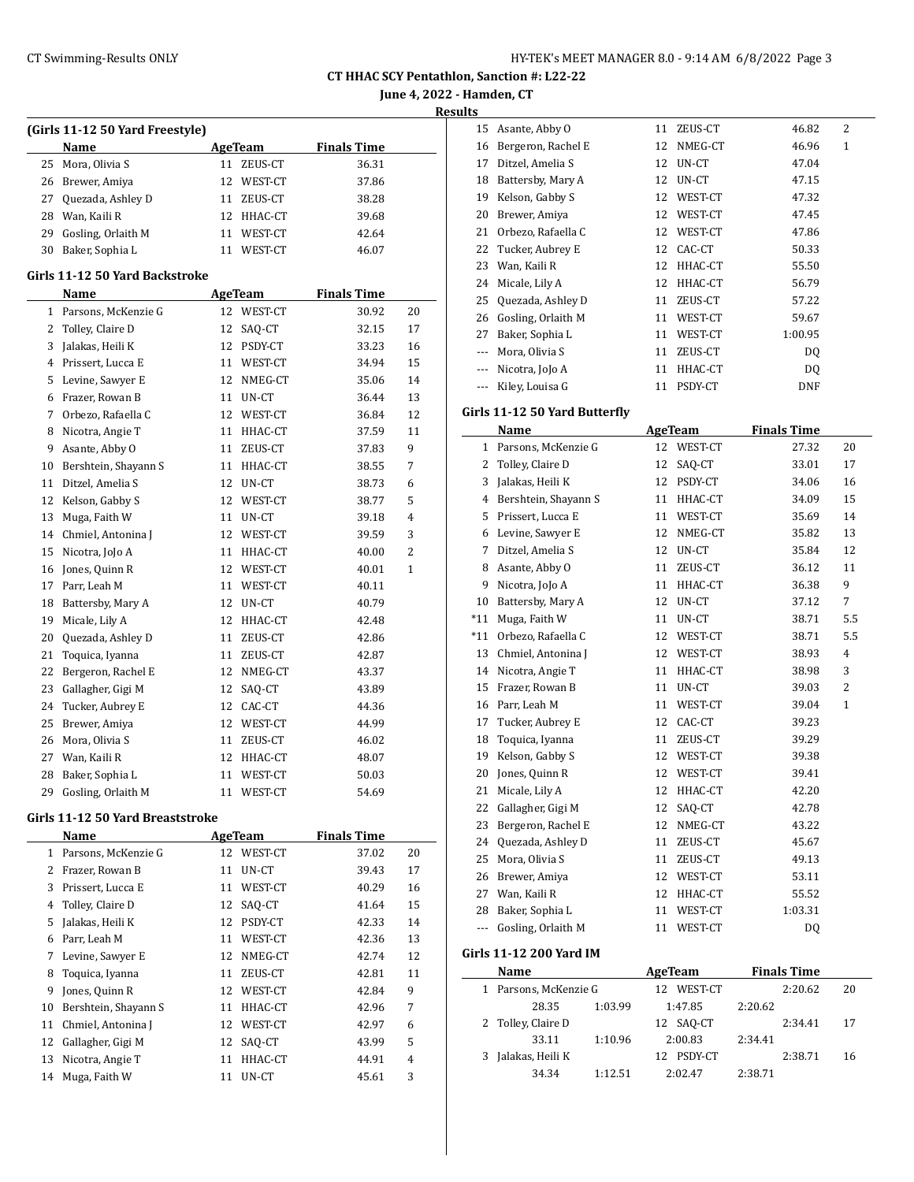# CT HHAC SCY Pentathlon, Sanction #: L22-22

**June 4, 2022 - Hamden, CT**

**Results**

### (Girls 11-12 50 Yard Freestyle)

| | Name | Age | Team | Finals Time | |
|---|---|---|---|---|---|
| 25 | Mora, Olivia S | 11 | ZEUS-CT | 36.31 | |
| 26 | Brewer, Amiya | 12 | WEST-CT | 37.86 | |
| 27 | Quezada, Ashley D | 11 | ZEUS-CT | 38.28 | |
| 28 | Wan, Kaili R | 12 | HHAC-CT | 39.68 | |
| 29 | Gosling, Orlaith M | 11 | WEST-CT | 42.64 | |
| 30 | Baker, Sophia L | 11 | WEST-CT | 46.07 | |

### Girls 11-12 50 Yard Backstroke

| | Name | Age | Team | Finals Time | |
|---|---|---|---|---|---|
| 1 | Parsons, McKenzie G | 12 | WEST-CT | 30.92 | 20 |
| 2 | Tolley, Claire D | 12 | SAQ-CT | 32.15 | 17 |
| 3 | Jalakas, Heili K | 12 | PSDY-CT | 33.23 | 16 |
| 4 | Prissert, Lucca E | 11 | WEST-CT | 34.94 | 15 |
| 5 | Levine, Sawyer E | 12 | NMEG-CT | 35.06 | 14 |
| 6 | Frazer, Rowan B | 11 | UN-CT | 36.44 | 13 |
| 7 | Orbezo, Rafaella C | 12 | WEST-CT | 36.84 | 12 |
| 8 | Nicotra, Angie T | 11 | HHAC-CT | 37.59 | 11 |
| 9 | Asante, Abby O | 11 | ZEUS-CT | 37.83 | 9 |
| 10 | Bershtein, Shayann S | 11 | HHAC-CT | 38.55 | 7 |
| 11 | Ditzel, Amelia S | 12 | UN-CT | 38.73 | 6 |
| 12 | Kelson, Gabby S | 12 | WEST-CT | 38.77 | 5 |
| 13 | Muga, Faith W | 11 | UN-CT | 39.18 | 4 |
| 14 | Chmiel, Antonina J | 12 | WEST-CT | 39.59 | 3 |
| 15 | Nicotra, JoJo A | 11 | HHAC-CT | 40.00 | 2 |
| 16 | Jones, Quinn R | 12 | WEST-CT | 40.01 | 1 |
| 17 | Parr, Leah M | 11 | WEST-CT | 40.11 | |
| 18 | Battersby, Mary A | 12 | UN-CT | 40.79 | |
| 19 | Micale, Lily A | 12 | HHAC-CT | 42.48 | |
| 20 | Quezada, Ashley D | 11 | ZEUS-CT | 42.86 | |
| 21 | Toquica, Iyanna | 11 | ZEUS-CT | 42.87 | |
| 22 | Bergeron, Rachel E | 12 | NMEG-CT | 43.37 | |
| 23 | Gallagher, Gigi M | 12 | SAQ-CT | 43.89 | |
| 24 | Tucker, Aubrey E | 12 | CAC-CT | 44.36 | |
| 25 | Brewer, Amiya | 12 | WEST-CT | 44.99 | |
| 26 | Mora, Olivia S | 11 | ZEUS-CT | 46.02 | |
| 27 | Wan, Kaili R | 12 | HHAC-CT | 48.07 | |
| 28 | Baker, Sophia L | 11 | WEST-CT | 50.03 | |
| 29 | Gosling, Orlaith M | 11 | WEST-CT | 54.69 | |

### Girls 11-12 50 Yard Breaststroke

| | Name | Age | Team | Finals Time | |
|---|---|---|---|---|---|
| 1 | Parsons, McKenzie G | 12 | WEST-CT | 37.02 | 20 |
| 2 | Frazer, Rowan B | 11 | UN-CT | 39.43 | 17 |
| 3 | Prissert, Lucca E | 11 | WEST-CT | 40.29 | 16 |
| 4 | Tolley, Claire D | 12 | SAQ-CT | 41.64 | 15 |
| 5 | Jalakas, Heili K | 12 | PSDY-CT | 42.33 | 14 |
| 6 | Parr, Leah M | 11 | WEST-CT | 42.36 | 13 |
| 7 | Levine, Sawyer E | 12 | NMEG-CT | 42.74 | 12 |
| 8 | Toquica, Iyanna | 11 | ZEUS-CT | 42.81 | 11 |
| 9 | Jones, Quinn R | 12 | WEST-CT | 42.84 | 9 |
| 10 | Bershtein, Shayann S | 11 | HHAC-CT | 42.96 | 7 |
| 11 | Chmiel, Antonina J | 12 | WEST-CT | 42.97 | 6 |
| 12 | Gallagher, Gigi M | 12 | SAQ-CT | 43.99 | 5 |
| 13 | Nicotra, Angie T | 11 | HHAC-CT | 44.91 | 4 |
| 14 | Muga, Faith W | 11 | UN-CT | 45.61 | 3 |
| 15 | Asante, Abby O | 11 | ZEUS-CT | 46.82 | 2 |
| 16 | Bergeron, Rachel E | 12 | NMEG-CT | 46.96 | 1 |
| 17 | Ditzel, Amelia S | 12 | UN-CT | 47.04 | |
| 18 | Battersby, Mary A | 12 | UN-CT | 47.15 | |
| 19 | Kelson, Gabby S | 12 | WEST-CT | 47.32 | |
| 20 | Brewer, Amiya | 12 | WEST-CT | 47.45 | |
| 21 | Orbezo, Rafaella C | 12 | WEST-CT | 47.86 | |
| 22 | Tucker, Aubrey E | 12 | CAC-CT | 50.33 | |
| 23 | Wan, Kaili R | 12 | HHAC-CT | 55.50 | |
| 24 | Micale, Lily A | 12 | HHAC-CT | 56.79 | |
| 25 | Quezada, Ashley D | 11 | ZEUS-CT | 57.22 | |
| 26 | Gosling, Orlaith M | 11 | WEST-CT | 59.67 | |
| 27 | Baker, Sophia L | 11 | WEST-CT | 1:00.95 | |
| --- | Mora, Olivia S | 11 | ZEUS-CT | DQ | |
| --- | Nicotra, JoJo A | 11 | HHAC-CT | DQ | |
| --- | Kiley, Louisa G | 11 | PSDY-CT | DNF | |

### Girls 11-12 50 Yard Butterfly

| | Name | Age | Team | Finals Time | |
|---|---|---|---|---|---|
| 1 | Parsons, McKenzie G | 12 | WEST-CT | 27.32 | 20 |
| 2 | Tolley, Claire D | 12 | SAQ-CT | 33.01 | 17 |
| 3 | Jalakas, Heili K | 12 | PSDY-CT | 34.06 | 16 |
| 4 | Bershtein, Shayann S | 11 | HHAC-CT | 34.09 | 15 |
| 5 | Prissert, Lucca E | 11 | WEST-CT | 35.69 | 14 |
| 6 | Levine, Sawyer E | 12 | NMEG-CT | 35.82 | 13 |
| 7 | Ditzel, Amelia S | 12 | UN-CT | 35.84 | 12 |
| 8 | Asante, Abby O | 11 | ZEUS-CT | 36.12 | 11 |
| 9 | Nicotra, JoJo A | 11 | HHAC-CT | 36.38 | 9 |
| 10 | Battersby, Mary A | 12 | UN-CT | 37.12 | 7 |
| *11 | Muga, Faith W | 11 | UN-CT | 38.71 | 5.5 |
| *11 | Orbezo, Rafaella C | 12 | WEST-CT | 38.71 | 5.5 |
| 13 | Chmiel, Antonina J | 12 | WEST-CT | 38.93 | 4 |
| 14 | Nicotra, Angie T | 11 | HHAC-CT | 38.98 | 3 |
| 15 | Frazer, Rowan B | 11 | UN-CT | 39.03 | 2 |
| 16 | Parr, Leah M | 11 | WEST-CT | 39.04 | 1 |
| 17 | Tucker, Aubrey E | 12 | CAC-CT | 39.23 | |
| 18 | Toquica, Iyanna | 11 | ZEUS-CT | 39.29 | |
| 19 | Kelson, Gabby S | 12 | WEST-CT | 39.38 | |
| 20 | Jones, Quinn R | 12 | WEST-CT | 39.41 | |
| 21 | Micale, Lily A | 12 | HHAC-CT | 42.20 | |
| 22 | Gallagher, Gigi M | 12 | SAQ-CT | 42.78 | |
| 23 | Bergeron, Rachel E | 12 | NMEG-CT | 43.22 | |
| 24 | Quezada, Ashley D | 11 | ZEUS-CT | 45.67 | |
| 25 | Mora, Olivia S | 11 | ZEUS-CT | 49.13 | |
| 26 | Brewer, Amiya | 12 | WEST-CT | 53.11 | |
| 27 | Wan, Kaili R | 12 | HHAC-CT | 55.52 | |
| 28 | Baker, Sophia L | 11 | WEST-CT | 1:03.31 | |
| --- | Gosling, Orlaith M | 11 | WEST-CT | DQ | |

### Girls 11-12 200 Yard IM

| | Name | Age | Team | Finals Time | |
|---|---|---|---|---|---|
| 1 | Parsons, McKenzie G | 12 | WEST-CT | 2:20.62 | 20 |
| | 28.35 | 1:03.99 | 1:47.85 | 2:20.62 | |
| 2 | Tolley, Claire D | 12 | SAQ-CT | 2:34.41 | 17 |
| | 33.11 | 1:10.96 | 2:00.83 | 2:34.41 | |
| 3 | Jalakas, Heili K | 12 | PSDY-CT | 2:38.71 | 16 |
| | 34.34 | 1:12.51 | 2:02.47 | 2:38.71 | |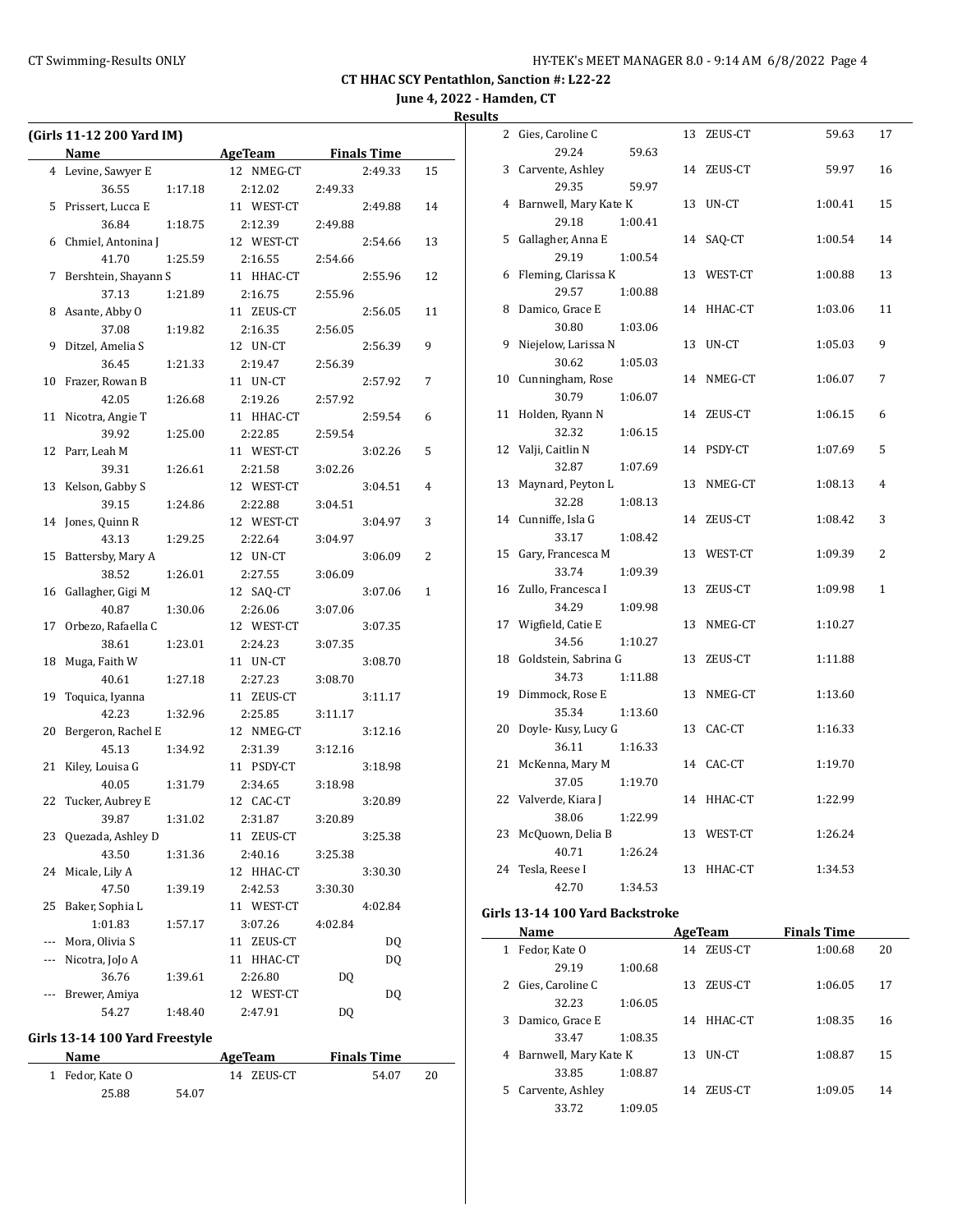**CT HHAC SCY Pentathlon, Sanction #: L22-22**

**June 4, 2022 - Hamden, CT**

**Results**

### (Girls 11-12 200 Yard IM)

| | Name | AgeTeam | Finals Time | Points |
|---|---|---|---|---|
| 4 | Levine, Sawyer E | 12 NMEG-CT | 2:49.33 | 15 |
| | 36.55 1:17.18 2:12.02 2:49.33 | | | |
| 5 | Prissert, Lucca E | 11 WEST-CT | 2:49.88 | 14 |
| | 36.84 1:18.75 2:12.39 2:49.88 | | | |
| 6 | Chmiel, Antonina J | 12 WEST-CT | 2:54.66 | 13 |
| | 41.70 1:25.59 2:16.55 2:54.66 | | | |
| 7 | Bershtein, Shayann S | 11 HHAC-CT | 2:55.96 | 12 |
| | 37.13 1:21.89 2:16.75 2:55.96 | | | |
| 8 | Asante, Abby O | 11 ZEUS-CT | 2:56.05 | 11 |
| | 37.08 1:19.82 2:16.35 2:56.05 | | | |
| 9 | Ditzel, Amelia S | 12 UN-CT | 2:56.39 | 9 |
| | 36.45 1:21.33 2:19.47 2:56.39 | | | |
| 10 | Frazer, Rowan B | 11 UN-CT | 2:57.92 | 7 |
| | 42.05 1:26.68 2:19.26 2:57.92 | | | |
| 11 | Nicotra, Angie T | 11 HHAC-CT | 2:59.54 | 6 |
| | 39.92 1:25.00 2:22.85 2:59.54 | | | |
| 12 | Parr, Leah M | 11 WEST-CT | 3:02.26 | 5 |
| | 39.31 1:26.61 2:21.58 3:02.26 | | | |
| 13 | Kelson, Gabby S | 12 WEST-CT | 3:04.51 | 4 |
| | 39.15 1:24.86 2:22.88 3:04.51 | | | |
| 14 | Jones, Quinn R | 12 WEST-CT | 3:04.97 | 3 |
| | 43.13 1:29.25 2:22.64 3:04.97 | | | |
| 15 | Battersby, Mary A | 12 UN-CT | 3:06.09 | 2 |
| | 38.52 1:26.01 2:27.55 3:06.09 | | | |
| 16 | Gallagher, Gigi M | 12 SAQ-CT | 3:07.06 | 1 |
| | 40.87 1:30.06 2:26.06 3:07.06 | | | |
| 17 | Orbezo, Rafaella C | 12 WEST-CT | 3:07.35 | |
| | 38.61 1:23.01 2:24.23 3:07.35 | | | |
| 18 | Muga, Faith W | 11 UN-CT | 3:08.70 | |
| | 40.61 1:27.18 2:27.23 3:08.70 | | | |
| 19 | Toquica, Iyanna | 11 ZEUS-CT | 3:11.17 | |
| | 42.23 1:32.96 2:25.85 3:11.17 | | | |
| 20 | Bergeron, Rachel E | 12 NMEG-CT | 3:12.16 | |
| | 45.13 1:34.92 2:31.39 3:12.16 | | | |
| 21 | Kiley, Louisa G | 11 PSDY-CT | 3:18.98 | |
| | 40.05 1:31.79 2:34.65 3:18.98 | | | |
| 22 | Tucker, Aubrey E | 12 CAC-CT | 3:20.89 | |
| | 39.87 1:31.02 2:31.87 3:20.89 | | | |
| 23 | Quezada, Ashley D | 11 ZEUS-CT | 3:25.38 | |
| | 43.50 1:31.36 2:40.16 3:25.38 | | | |
| 24 | Micale, Lily A | 12 HHAC-CT | 3:30.30 | |
| | 47.50 1:39.19 2:42.53 3:30.30 | | | |
| 25 | Baker, Sophia L | 11 WEST-CT | 4:02.84 | |
| | 1:01.83 1:57.17 3:07.26 4:02.84 | | | |
| --- | Mora, Olivia S | 11 ZEUS-CT | DQ | |
| --- | Nicotra, JoJo A | 11 HHAC-CT | DQ | |
| | 36.76 1:39.61 2:26.80 DQ | | | |
| --- | Brewer, Amiya | 12 WEST-CT | DQ | |
| | 54.27 1:48.40 2:47.91 DQ | | | |

### Girls 13-14 100 Yard Freestyle

| | Name | AgeTeam | Finals Time | Points |
|---|---|---|---|---|
| 1 | Fedor, Kate O | 14 ZEUS-CT | 54.07 | 20 |
| | 25.88 54.07 | | | |
| 2 | Gies, Caroline C | 13 ZEUS-CT | 59.63 | 17 |
| | 29.24 59.63 | | | |
| 3 | Carvente, Ashley | 14 ZEUS-CT | 59.97 | 16 |
| | 29.35 59.97 | | | |
| 4 | Barnwell, Mary Kate K | 13 UN-CT | 1:00.41 | 15 |
| | 29.18 1:00.41 | | | |
| 5 | Gallagher, Anna E | 14 SAQ-CT | 1:00.54 | 14 |
| | 29.19 1:00.54 | | | |
| 6 | Fleming, Clarissa K | 13 WEST-CT | 1:00.88 | 13 |
| | 29.57 1:00.88 | | | |
| 8 | Damico, Grace E | 14 HHAC-CT | 1:03.06 | 11 |
| | 30.80 1:03.06 | | | |
| 9 | Niejelow, Larissa N | 13 UN-CT | 1:05.03 | 9 |
| | 30.62 1:05.03 | | | |
| 10 | Cunningham, Rose | 14 NMEG-CT | 1:06.07 | 7 |
| | 30.79 1:06.07 | | | |
| 11 | Holden, Ryann N | 14 ZEUS-CT | 1:06.15 | 6 |
| | 32.32 1:06.15 | | | |
| 12 | Valji, Caitlin N | 14 PSDY-CT | 1:07.69 | 5 |
| | 32.87 1:07.69 | | | |
| 13 | Maynard, Peyton L | 13 NMEG-CT | 1:08.13 | 4 |
| | 32.28 1:08.13 | | | |
| 14 | Cunniffe, Isla G | 14 ZEUS-CT | 1:08.42 | 3 |
| | 33.17 1:08.42 | | | |
| 15 | Gary, Francesca M | 13 WEST-CT | 1:09.39 | 2 |
| | 33.74 1:09.39 | | | |
| 16 | Zullo, Francesca I | 13 ZEUS-CT | 1:09.98 | 1 |
| | 34.29 1:09.98 | | | |
| 17 | Wigfield, Catie E | 13 NMEG-CT | 1:10.27 | |
| | 34.56 1:10.27 | | | |
| 18 | Goldstein, Sabrina G | 13 ZEUS-CT | 1:11.88 | |
| | 34.73 1:11.88 | | | |
| 19 | Dimmock, Rose E | 13 NMEG-CT | 1:13.60 | |
| | 35.34 1:13.60 | | | |
| 20 | Doyle- Kusy, Lucy G | 13 CAC-CT | 1:16.33 | |
| | 36.11 1:16.33 | | | |
| 21 | McKenna, Mary M | 14 CAC-CT | 1:19.70 | |
| | 37.05 1:19.70 | | | |
| 22 | Valverde, Kiara J | 14 HHAC-CT | 1:22.99 | |
| | 38.06 1:22.99 | | | |
| 23 | McQuown, Delia B | 13 WEST-CT | 1:26.24 | |
| | 40.71 1:26.24 | | | |
| 24 | Tesla, Reese I | 13 HHAC-CT | 1:34.53 | |
| | 42.70 1:34.53 | | | |

### Girls 13-14 100 Yard Backstroke

| | Name | AgeTeam | Finals Time | Points |
|---|---|---|---|---|
| 1 | Fedor, Kate O | 14 ZEUS-CT | 1:00.68 | 20 |
| | 29.19 1:00.68 | | | |
| 2 | Gies, Caroline C | 13 ZEUS-CT | 1:06.05 | 17 |
| | 32.23 1:06.05 | | | |
| 3 | Damico, Grace E | 14 HHAC-CT | 1:08.35 | 16 |
| | 33.47 1:08.35 | | | |
| 4 | Barnwell, Mary Kate K | 13 UN-CT | 1:08.87 | 15 |
| | 33.85 1:08.87 | | | |
| 5 | Carvente, Ashley | 14 ZEUS-CT | 1:09.05 | 14 |
| | 33.72 1:09.05 | | | |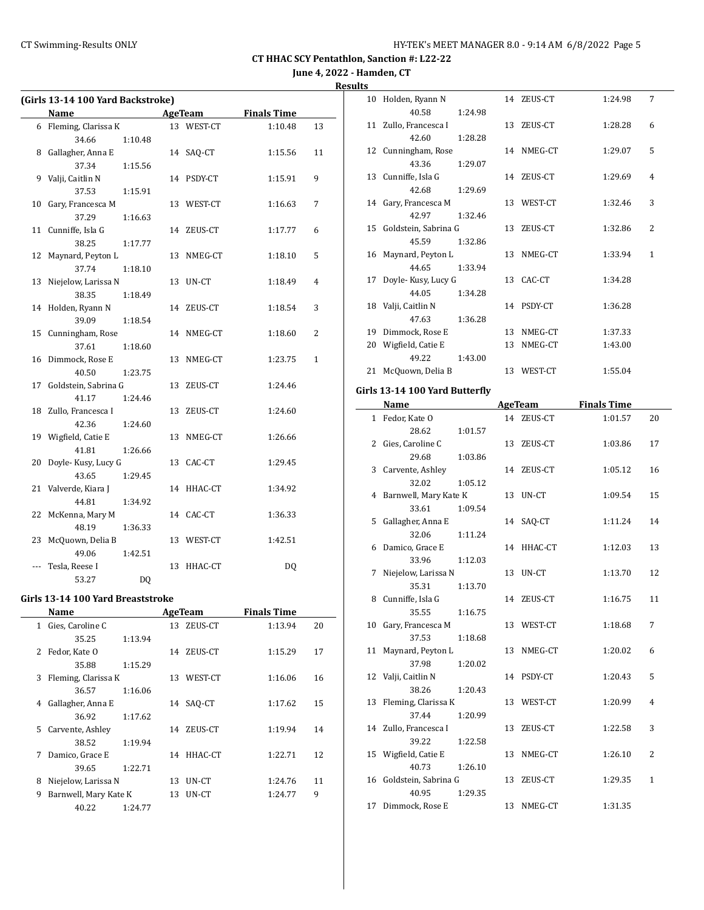**CT HHAC SCY Pentathlon, Sanction #: L22-22**

**June 4, 2022 - Hamden, CT**

**Results**

### (Girls 13-14 100 Yard Backstroke)

| | Name | Age | Team | Finals Time | Points |
|---|---|---|---|---|---|
| 6 | Fleming, Clarissa K | 13 | WEST-CT | 1:10.48 | 13 |
| | 34.66 1:10.48 | | | | |
| 8 | Gallagher, Anna E | 14 | SAQ-CT | 1:15.56 | 11 |
| | 37.34 1:15.56 | | | | |
| 9 | Valji, Caitlin N | 14 | PSDY-CT | 1:15.91 | 9 |
| | 37.53 1:15.91 | | | | |
| 10 | Gary, Francesca M | 13 | WEST-CT | 1:16.63 | 7 |
| | 37.29 1:16.63 | | | | |
| 11 | Cunniffe, Isla G | 14 | ZEUS-CT | 1:17.77 | 6 |
| | 38.25 1:17.77 | | | | |
| 12 | Maynard, Peyton L | 13 | NMEG-CT | 1:18.10 | 5 |
| | 37.74 1:18.10 | | | | |
| 13 | Niejelow, Larissa N | 13 | UN-CT | 1:18.49 | 4 |
| | 38.35 1:18.49 | | | | |
| 14 | Holden, Ryann N | 14 | ZEUS-CT | 1:18.54 | 3 |
| | 39.09 1:18.54 | | | | |
| 15 | Cunningham, Rose | 14 | NMEG-CT | 1:18.60 | 2 |
| | 37.61 1:18.60 | | | | |
| 16 | Dimmock, Rose E | 13 | NMEG-CT | 1:23.75 | 1 |
| | 40.50 1:23.75 | | | | |
| 17 | Goldstein, Sabrina G | 13 | ZEUS-CT | 1:24.46 | |
| | 41.17 1:24.46 | | | | |
| 18 | Zullo, Francesca I | 13 | ZEUS-CT | 1:24.60 | |
| | 42.36 1:24.60 | | | | |
| 19 | Wigfield, Catie E | 13 | NMEG-CT | 1:26.66 | |
| | 41.81 1:26.66 | | | | |
| 20 | Doyle- Kusy, Lucy G | 13 | CAC-CT | 1:29.45 | |
| | 43.65 1:29.45 | | | | |
| 21 | Valverde, Kiara J | 14 | HHAC-CT | 1:34.92 | |
| | 44.81 1:34.92 | | | | |
| 22 | McKenna, Mary M | 14 | CAC-CT | 1:36.33 | |
| | 48.19 1:36.33 | | | | |
| 23 | McQuown, Delia B | 13 | WEST-CT | 1:42.51 | |
| | 49.06 1:42.51 | | | | |
| --- | Tesla, Reese I | 13 | HHAC-CT | DQ | |
| | 53.27 DQ | | | | |

### Girls 13-14 100 Yard Breaststroke

| | Name | Age | Team | Finals Time | Points |
|---|---|---|---|---|---|
| 1 | Gies, Caroline C | 13 | ZEUS-CT | 1:13.94 | 20 |
| | 35.25 1:13.94 | | | | |
| 2 | Fedor, Kate O | 14 | ZEUS-CT | 1:15.29 | 17 |
| | 35.88 1:15.29 | | | | |
| 3 | Fleming, Clarissa K | 13 | WEST-CT | 1:16.06 | 16 |
| | 36.57 1:16.06 | | | | |
| 4 | Gallagher, Anna E | 14 | SAQ-CT | 1:17.62 | 15 |
| | 36.92 1:17.62 | | | | |
| 5 | Carvente, Ashley | 14 | ZEUS-CT | 1:19.94 | 14 |
| | 38.52 1:19.94 | | | | |
| 7 | Damico, Grace E | 14 | HHAC-CT | 1:22.71 | 12 |
| | 39.65 1:22.71 | | | | |
| 8 | Niejelow, Larissa N | 13 | UN-CT | 1:24.76 | 11 |
| 9 | Barnwell, Mary Kate K | 13 | UN-CT | 1:24.77 | 9 |
| | 40.22 1:24.77 | | | | |
| 10 | Holden, Ryann N | 14 | ZEUS-CT | 1:24.98 | 7 |
| | 40.58 1:24.98 | | | | |
| 11 | Zullo, Francesca I | 13 | ZEUS-CT | 1:28.28 | 6 |
| | 42.60 1:28.28 | | | | |
| 12 | Cunningham, Rose | 14 | NMEG-CT | 1:29.07 | 5 |
| | 43.36 1:29.07 | | | | |
| 13 | Cunniffe, Isla G | 14 | ZEUS-CT | 1:29.69 | 4 |
| | 42.68 1:29.69 | | | | |
| 14 | Gary, Francesca M | 13 | WEST-CT | 1:32.46 | 3 |
| | 42.97 1:32.46 | | | | |
| 15 | Goldstein, Sabrina G | 13 | ZEUS-CT | 1:32.86 | 2 |
| | 45.59 1:32.86 | | | | |
| 16 | Maynard, Peyton L | 13 | NMEG-CT | 1:33.94 | 1 |
| | 44.65 1:33.94 | | | | |
| 17 | Doyle- Kusy, Lucy G | 13 | CAC-CT | 1:34.28 | |
| | 44.05 1:34.28 | | | | |
| 18 | Valji, Caitlin N | 14 | PSDY-CT | 1:36.28 | |
| | 47.63 1:36.28 | | | | |
| 19 | Dimmock, Rose E | 13 | NMEG-CT | 1:37.33 | |
| 20 | Wigfield, Catie E | 13 | NMEG-CT | 1:43.00 | |
| | 49.22 1:43.00 | | | | |
| 21 | McQuown, Delia B | 13 | WEST-CT | 1:55.04 | |

### Girls 13-14 100 Yard Butterfly

| | Name | Age | Team | Finals Time | Points |
|---|---|---|---|---|---|
| 1 | Fedor, Kate O | 14 | ZEUS-CT | 1:01.57 | 20 |
| | 28.62 1:01.57 | | | | |
| 2 | Gies, Caroline C | 13 | ZEUS-CT | 1:03.86 | 17 |
| | 29.68 1:03.86 | | | | |
| 3 | Carvente, Ashley | 14 | ZEUS-CT | 1:05.12 | 16 |
| | 32.02 1:05.12 | | | | |
| 4 | Barnwell, Mary Kate K | 13 | UN-CT | 1:09.54 | 15 |
| | 33.61 1:09.54 | | | | |
| 5 | Gallagher, Anna E | 14 | SAQ-CT | 1:11.24 | 14 |
| | 32.06 1:11.24 | | | | |
| 6 | Damico, Grace E | 14 | HHAC-CT | 1:12.03 | 13 |
| | 33.96 1:12.03 | | | | |
| 7 | Niejelow, Larissa N | 13 | UN-CT | 1:13.70 | 12 |
| | 35.31 1:13.70 | | | | |
| 8 | Cunniffe, Isla G | 14 | ZEUS-CT | 1:16.75 | 11 |
| | 35.55 1:16.75 | | | | |
| 10 | Gary, Francesca M | 13 | WEST-CT | 1:18.68 | 7 |
| | 37.53 1:18.68 | | | | |
| 11 | Maynard, Peyton L | 13 | NMEG-CT | 1:20.02 | 6 |
| | 37.98 1:20.02 | | | | |
| 12 | Valji, Caitlin N | 14 | PSDY-CT | 1:20.43 | 5 |
| | 38.26 1:20.43 | | | | |
| 13 | Fleming, Clarissa K | 13 | WEST-CT | 1:20.99 | 4 |
| | 37.44 1:20.99 | | | | |
| 14 | Zullo, Francesca I | 13 | ZEUS-CT | 1:22.58 | 3 |
| | 39.22 1:22.58 | | | | |
| 15 | Wigfield, Catie E | 13 | NMEG-CT | 1:26.10 | 2 |
| | 40.73 1:26.10 | | | | |
| 16 | Goldstein, Sabrina G | 13 | ZEUS-CT | 1:29.35 | 1 |
| | 40.95 1:29.35 | | | | |
| 17 | Dimmock, Rose E | 13 | NMEG-CT | 1:31.35 | |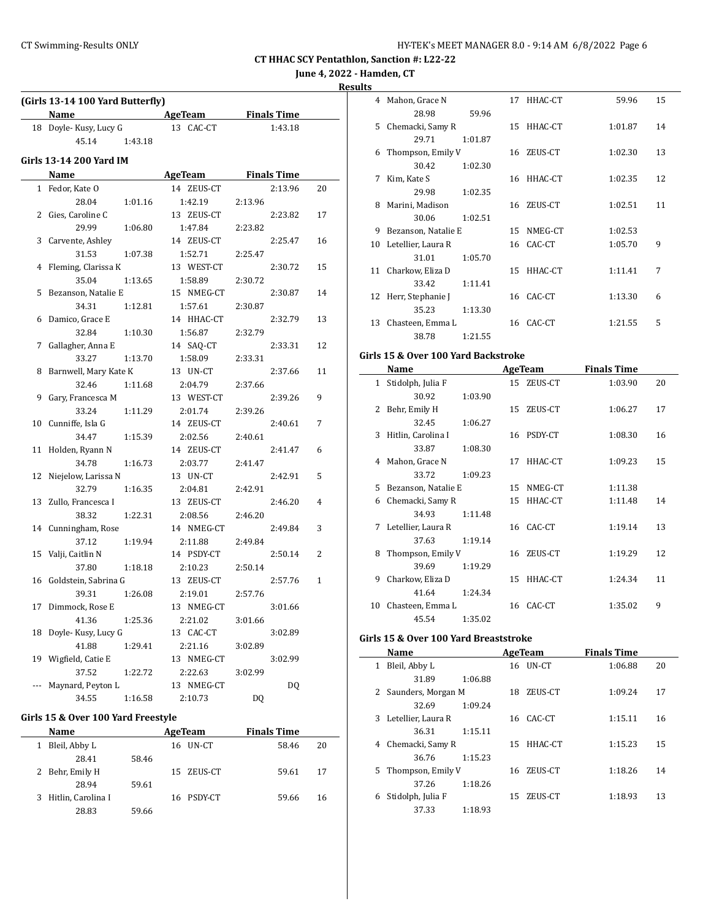CT HHAC SCY Pentathlon, Sanction #: L22-22

June 4, 2022 - Hamden, CT

Results

### (Girls 13-14 100 Yard Butterfly)

| | Name | Age | Team | Finals Time | |
|---|---|---|---|---|---|
| 18 | Doyle- Kusy, Lucy G | 13 | CAC-CT | 1:43.18 | |
| | 45.14 1:43.18 | | | | |

### Girls 13-14 200 Yard IM

| | Name | Age | Team | Finals Time | |
|---|---|---|---|---|---|
| 1 | Fedor, Kate O | 14 | ZEUS-CT | 2:13.96 | 20 |
| | 28.04 1:01.16 1:42.19 2:13.96 | | | | |
| 2 | Gies, Caroline C | 13 | ZEUS-CT | 2:23.82 | 17 |
| | 29.99 1:06.80 1:47.84 2:23.82 | | | | |
| 3 | Carvente, Ashley | 14 | ZEUS-CT | 2:25.47 | 16 |
| | 31.53 1:07.38 1:52.71 2:25.47 | | | | |
| 4 | Fleming, Clarissa K | 13 | WEST-CT | 2:30.72 | 15 |
| | 35.04 1:13.65 1:58.89 2:30.72 | | | | |
| 5 | Bezanson, Natalie E | 15 | NMEG-CT | 2:30.87 | 14 |
| | 34.31 1:12.81 1:57.61 2:30.87 | | | | |
| 6 | Damico, Grace E | 14 | HHAC-CT | 2:32.79 | 13 |
| | 32.84 1:10.30 1:56.87 2:32.79 | | | | |
| 7 | Gallagher, Anna E | 14 | SAQ-CT | 2:33.31 | 12 |
| | 33.27 1:13.70 1:58.09 2:33.31 | | | | |
| 8 | Barnwell, Mary Kate K | 13 | UN-CT | 2:37.66 | 11 |
| | 32.46 1:11.68 2:04.79 2:37.66 | | | | |
| 9 | Gary, Francesca M | 13 | WEST-CT | 2:39.26 | 9 |
| | 33.24 1:11.29 2:01.74 2:39.26 | | | | |
| 10 | Cunniffe, Isla G | 14 | ZEUS-CT | 2:40.61 | 7 |
| | 34.47 1:15.39 2:02.56 2:40.61 | | | | |
| 11 | Holden, Ryann N | 14 | ZEUS-CT | 2:41.47 | 6 |
| | 34.78 1:16.73 2:03.77 2:41.47 | | | | |
| 12 | Niejelow, Larissa N | 13 | UN-CT | 2:42.91 | 5 |
| | 32.79 1:16.35 2:04.81 2:42.91 | | | | |
| 13 | Zullo, Francesca I | 13 | ZEUS-CT | 2:46.20 | 4 |
| | 38.32 1:22.31 2:08.56 2:46.20 | | | | |
| 14 | Cunningham, Rose | 14 | NMEG-CT | 2:49.84 | 3 |
| | 37.12 1:19.94 2:11.88 2:49.84 | | | | |
| 15 | Valji, Caitlin N | 14 | PSDY-CT | 2:50.14 | 2 |
| | 37.80 1:18.18 2:10.23 2:50.14 | | | | |
| 16 | Goldstein, Sabrina G | 13 | ZEUS-CT | 2:57.76 | 1 |
| | 39.31 1:26.08 2:19.01 2:57.76 | | | | |
| 17 | Dimmock, Rose E | 13 | NMEG-CT | 3:01.66 | |
| | 41.36 1:25.36 2:21.02 3:01.66 | | | | |
| 18 | Doyle- Kusy, Lucy G | 13 | CAC-CT | 3:02.89 | |
| | 41.88 1:29.41 2:21.16 3:02.89 | | | | |
| 19 | Wigfield, Catie E | 13 | NMEG-CT | 3:02.99 | |
| | 37.52 1:22.72 2:22.63 3:02.99 | | | | |
| --- | Maynard, Peyton L | 13 | NMEG-CT | DQ | |
| | 34.55 1:16.58 2:10.73 DQ | | | | |

### Girls 15 & Over 100 Yard Freestyle

| | Name | Age | Team | Finals Time | |
|---|---|---|---|---|---|
| 1 | Bleil, Abby L | 16 | UN-CT | 58.46 | 20 |
| | 28.41 58.46 | | | | |
| 2 | Behr, Emily H | 15 | ZEUS-CT | 59.61 | 17 |
| | 28.94 59.61 | | | | |
| 3 | Hitlin, Carolina I | 16 | PSDY-CT | 59.66 | 16 |
| | 28.83 59.66 | | | | |
| 4 | Mahon, Grace N | 17 | HHAC-CT | 59.96 | 15 |
| | 28.98 59.96 | | | | |
| 5 | Chemacki, Samy R | 15 | HHAC-CT | 1:01.87 | 14 |
| | 29.71 1:01.87 | | | | |
| 6 | Thompson, Emily V | 16 | ZEUS-CT | 1:02.30 | 13 |
| | 30.42 1:02.30 | | | | |
| 7 | Kim, Kate S | 16 | HHAC-CT | 1:02.35 | 12 |
| | 29.98 1:02.35 | | | | |
| 8 | Marini, Madison | 16 | ZEUS-CT | 1:02.51 | 11 |
| | 30.06 1:02.51 | | | | |
| 9 | Bezanson, Natalie E | 15 | NMEG-CT | 1:02.53 | |
| 10 | Letellier, Laura R | 16 | CAC-CT | 1:05.70 | 9 |
| | 31.01 1:05.70 | | | | |
| 11 | Charkow, Eliza D | 15 | HHAC-CT | 1:11.41 | 7 |
| | 33.42 1:11.41 | | | | |
| 12 | Herr, Stephanie J | 16 | CAC-CT | 1:13.30 | 6 |
| | 35.23 1:13.30 | | | | |
| 13 | Chasteen, Emma L | 16 | CAC-CT | 1:21.55 | 5 |
| | 38.78 1:21.55 | | | | |

### Girls 15 & Over 100 Yard Backstroke

| | Name | Age | Team | Finals Time | |
|---|---|---|---|---|---|
| 1 | Stidolph, Julia F | 15 | ZEUS-CT | 1:03.90 | 20 |
| | 30.92 1:03.90 | | | | |
| 2 | Behr, Emily H | 15 | ZEUS-CT | 1:06.27 | 17 |
| | 32.45 1:06.27 | | | | |
| 3 | Hitlin, Carolina I | 16 | PSDY-CT | 1:08.30 | 16 |
| | 33.87 1:08.30 | | | | |
| 4 | Mahon, Grace N | 17 | HHAC-CT | 1:09.23 | 15 |
| | 33.72 1:09.23 | | | | |
| 5 | Bezanson, Natalie E | 15 | NMEG-CT | 1:11.38 | |
| 6 | Chemacki, Samy R | 15 | HHAC-CT | 1:11.48 | 14 |
| | 34.93 1:11.48 | | | | |
| 7 | Letellier, Laura R | 16 | CAC-CT | 1:19.14 | 13 |
| | 37.63 1:19.14 | | | | |
| 8 | Thompson, Emily V | 16 | ZEUS-CT | 1:19.29 | 12 |
| | 39.69 1:19.29 | | | | |
| 9 | Charkow, Eliza D | 15 | HHAC-CT | 1:24.34 | 11 |
| | 41.64 1:24.34 | | | | |
| 10 | Chasteen, Emma L | 16 | CAC-CT | 1:35.02 | 9 |
| | 45.54 1:35.02 | | | | |

### Girls 15 & Over 100 Yard Breaststroke

| | Name | Age | Team | Finals Time | |
|---|---|---|---|---|---|
| 1 | Bleil, Abby L | 16 | UN-CT | 1:06.88 | 20 |
| | 31.89 1:06.88 | | | | |
| 2 | Saunders, Morgan M | 18 | ZEUS-CT | 1:09.24 | 17 |
| | 32.69 1:09.24 | | | | |
| 3 | Letellier, Laura R | 16 | CAC-CT | 1:15.11 | 16 |
| | 36.31 1:15.11 | | | | |
| 4 | Chemacki, Samy R | 15 | HHAC-CT | 1:15.23 | 15 |
| | 36.76 1:15.23 | | | | |
| 5 | Thompson, Emily V | 16 | ZEUS-CT | 1:18.26 | 14 |
| | 37.26 1:18.26 | | | | |
| 6 | Stidolph, Julia F | 15 | ZEUS-CT | 1:18.93 | 13 |
| | 37.33 1:18.93 | | | | |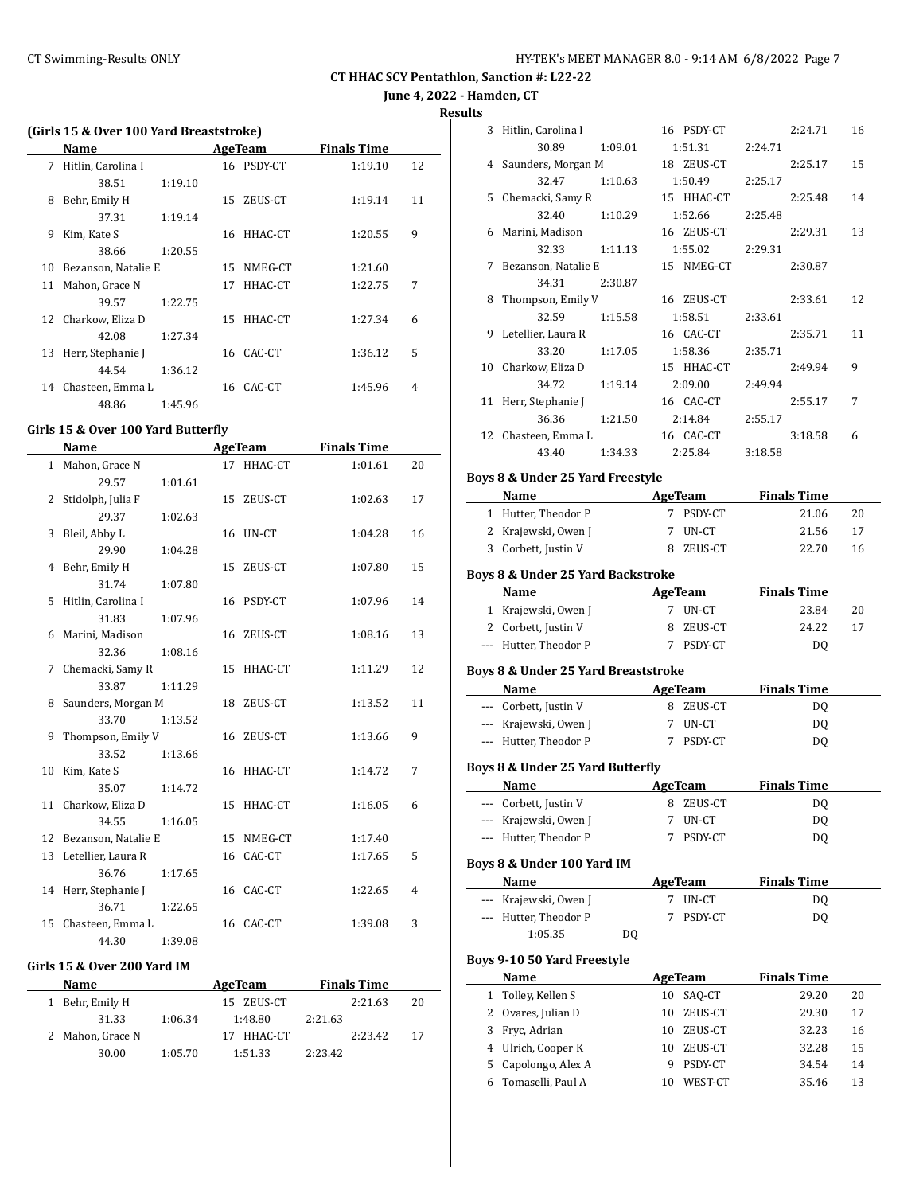CT HHAC SCY Pentathlon, Sanction #: L22-22

June 4, 2022 - Hamden, CT

Results

### (Girls 15 & Over 100 Yard Breaststroke)

| | Name | Age | Team | Finals Time | |
|---|---|---|---|---|---|
| 7 | Hitlin, Carolina I | 16 | PSDY-CT | 1:19.10 | 12 |
| | 38.51 1:19.10 | | | | |
| 8 | Behr, Emily H | 15 | ZEUS-CT | 1:19.14 | 11 |
| | 37.31 1:19.14 | | | | |
| 9 | Kim, Kate S | 16 | HHAC-CT | 1:20.55 | 9 |
| | 38.66 1:20.55 | | | | |
| 10 | Bezanson, Natalie E | 15 | NMEG-CT | 1:21.60 | |
| 11 | Mahon, Grace N | 17 | HHAC-CT | 1:22.75 | 7 |
| | 39.57 1:22.75 | | | | |
| 12 | Charkow, Eliza D | 15 | HHAC-CT | 1:27.34 | 6 |
| | 42.08 1:27.34 | | | | |
| 13 | Herr, Stephanie J | 16 | CAC-CT | 1:36.12 | 5 |
| | 44.54 1:36.12 | | | | |
| 14 | Chasteen, Emma L | 16 | CAC-CT | 1:45.96 | 4 |
| | 48.86 1:45.96 | | | | |

### Girls 15 & Over 100 Yard Butterfly

| | Name | Age | Team | Finals Time | |
|---|---|---|---|---|---|
| 1 | Mahon, Grace N | 17 | HHAC-CT | 1:01.61 | 20 |
| | 29.57 1:01.61 | | | | |
| 2 | Stidolph, Julia F | 15 | ZEUS-CT | 1:02.63 | 17 |
| | 29.37 1:02.63 | | | | |
| 3 | Bleil, Abby L | 16 | UN-CT | 1:04.28 | 16 |
| | 29.90 1:04.28 | | | | |
| 4 | Behr, Emily H | 15 | ZEUS-CT | 1:07.80 | 15 |
| | 31.74 1:07.80 | | | | |
| 5 | Hitlin, Carolina I | 16 | PSDY-CT | 1:07.96 | 14 |
| | 31.83 1:07.96 | | | | |
| 6 | Marini, Madison | 16 | ZEUS-CT | 1:08.16 | 13 |
| | 32.36 1:08.16 | | | | |
| 7 | Chemacki, Samy R | 15 | HHAC-CT | 1:11.29 | 12 |
| | 33.87 1:11.29 | | | | |
| 8 | Saunders, Morgan M | 18 | ZEUS-CT | 1:13.52 | 11 |
| | 33.70 1:13.52 | | | | |
| 9 | Thompson, Emily V | 16 | ZEUS-CT | 1:13.66 | 9 |
| | 33.52 1:13.66 | | | | |
| 10 | Kim, Kate S | 16 | HHAC-CT | 1:14.72 | 7 |
| | 35.07 1:14.72 | | | | |
| 11 | Charkow, Eliza D | 15 | HHAC-CT | 1:16.05 | 6 |
| | 34.55 1:16.05 | | | | |
| 12 | Bezanson, Natalie E | 15 | NMEG-CT | 1:17.40 | |
| 13 | Letellier, Laura R | 16 | CAC-CT | 1:17.65 | 5 |
| | 36.76 1:17.65 | | | | |
| 14 | Herr, Stephanie J | 16 | CAC-CT | 1:22.65 | 4 |
| | 36.71 1:22.65 | | | | |
| 15 | Chasteen, Emma L | 16 | CAC-CT | 1:39.08 | 3 |
| | 44.30 1:39.08 | | | | |

### Girls 15 & Over 200 Yard IM

| | Name | Age | Team | Finals Time | |
|---|---|---|---|---|---|
| 1 | Behr, Emily H | 15 | ZEUS-CT | 2:21.63 | 20 |
| | 31.33 1:06.34 1:48.80 2:21.63 | | | | |
| 2 | Mahon, Grace N | 17 | HHAC-CT | 2:23.42 | 17 |
| | 30.00 1:05.70 1:51.33 2:23.42 | | | | |
| 3 | Hitlin, Carolina I | 16 | PSDY-CT | 2:24.71 | 16 |
| | 30.89 1:09.01 1:51.31 2:24.71 | | | | |
| 4 | Saunders, Morgan M | 18 | ZEUS-CT | 2:25.17 | 15 |
| | 32.47 1:10.63 1:50.49 2:25.17 | | | | |
| 5 | Chemacki, Samy R | 15 | HHAC-CT | 2:25.48 | 14 |
| | 32.40 1:10.29 1:52.66 2:25.48 | | | | |
| 6 | Marini, Madison | 16 | ZEUS-CT | 2:29.31 | 13 |
| | 32.33 1:11.13 1:55.02 2:29.31 | | | | |
| 7 | Bezanson, Natalie E | 15 | NMEG-CT | 2:30.87 | |
| | 34.31 2:30.87 | | | | |
| 8 | Thompson, Emily V | 16 | ZEUS-CT | 2:33.61 | 12 |
| | 32.59 1:15.58 1:58.51 2:33.61 | | | | |
| 9 | Letellier, Laura R | 16 | CAC-CT | 2:35.71 | 11 |
| | 33.20 1:17.05 1:58.36 2:35.71 | | | | |
| 10 | Charkow, Eliza D | 15 | HHAC-CT | 2:49.94 | 9 |
| | 34.72 1:19.14 2:09.00 2:49.94 | | | | |
| 11 | Herr, Stephanie J | 16 | CAC-CT | 2:55.17 | 7 |
| | 36.36 1:21.50 2:14.84 2:55.17 | | | | |
| 12 | Chasteen, Emma L | 16 | CAC-CT | 3:18.58 | 6 |
| | 43.40 1:34.33 2:25.84 3:18.58 | | | | |

### Boys 8 & Under 25 Yard Freestyle

| | Name | Age | Team | Finals Time | |
|---|---|---|---|---|---|
| 1 | Hutter, Theodor P | 7 | PSDY-CT | 21.06 | 20 |
| 2 | Krajewski, Owen J | 7 | UN-CT | 21.56 | 17 |
| 3 | Corbett, Justin V | 8 | ZEUS-CT | 22.70 | 16 |

### Boys 8 & Under 25 Yard Backstroke

| | Name | Age | Team | Finals Time | |
|---|---|---|---|---|---|
| 1 | Krajewski, Owen J | 7 | UN-CT | 23.84 | 20 |
| 2 | Corbett, Justin V | 8 | ZEUS-CT | 24.22 | 17 |
| --- | Hutter, Theodor P | 7 | PSDY-CT | DQ | |

### Boys 8 & Under 25 Yard Breaststroke

| | Name | Age | Team | Finals Time |
|---|---|---|---|---|
| --- | Corbett, Justin V | 8 | ZEUS-CT | DQ |
| --- | Krajewski, Owen J | 7 | UN-CT | DQ |
| --- | Hutter, Theodor P | 7 | PSDY-CT | DQ |

### Boys 8 & Under 25 Yard Butterfly

| | Name | Age | Team | Finals Time |
|---|---|---|---|---|
| --- | Corbett, Justin V | 8 | ZEUS-CT | DQ |
| --- | Krajewski, Owen J | 7 | UN-CT | DQ |
| --- | Hutter, Theodor P | 7 | PSDY-CT | DQ |

### Boys 8 & Under 100 Yard IM

| | Name | Age | Team | Finals Time |
|---|---|---|---|---|
| --- | Krajewski, Owen J | 7 | UN-CT | DQ |
| --- | Hutter, Theodor P | 7 | PSDY-CT | DQ |
| | 1:05.35 DQ | | | |

### Boys 9-10 50 Yard Freestyle

| | Name | Age | Team | Finals Time | |
|---|---|---|---|---|---|
| 1 | Tolley, Kellen S | 10 | SAQ-CT | 29.20 | 20 |
| 2 | Ovares, Julian D | 10 | ZEUS-CT | 29.30 | 17 |
| 3 | Fryc, Adrian | 10 | ZEUS-CT | 32.23 | 16 |
| 4 | Ulrich, Cooper K | 10 | ZEUS-CT | 32.28 | 15 |
| 5 | Capolongo, Alex A | 9 | PSDY-CT | 34.54 | 14 |
| 6 | Tomaselli, Paul A | 10 | WEST-CT | 35.46 | 13 |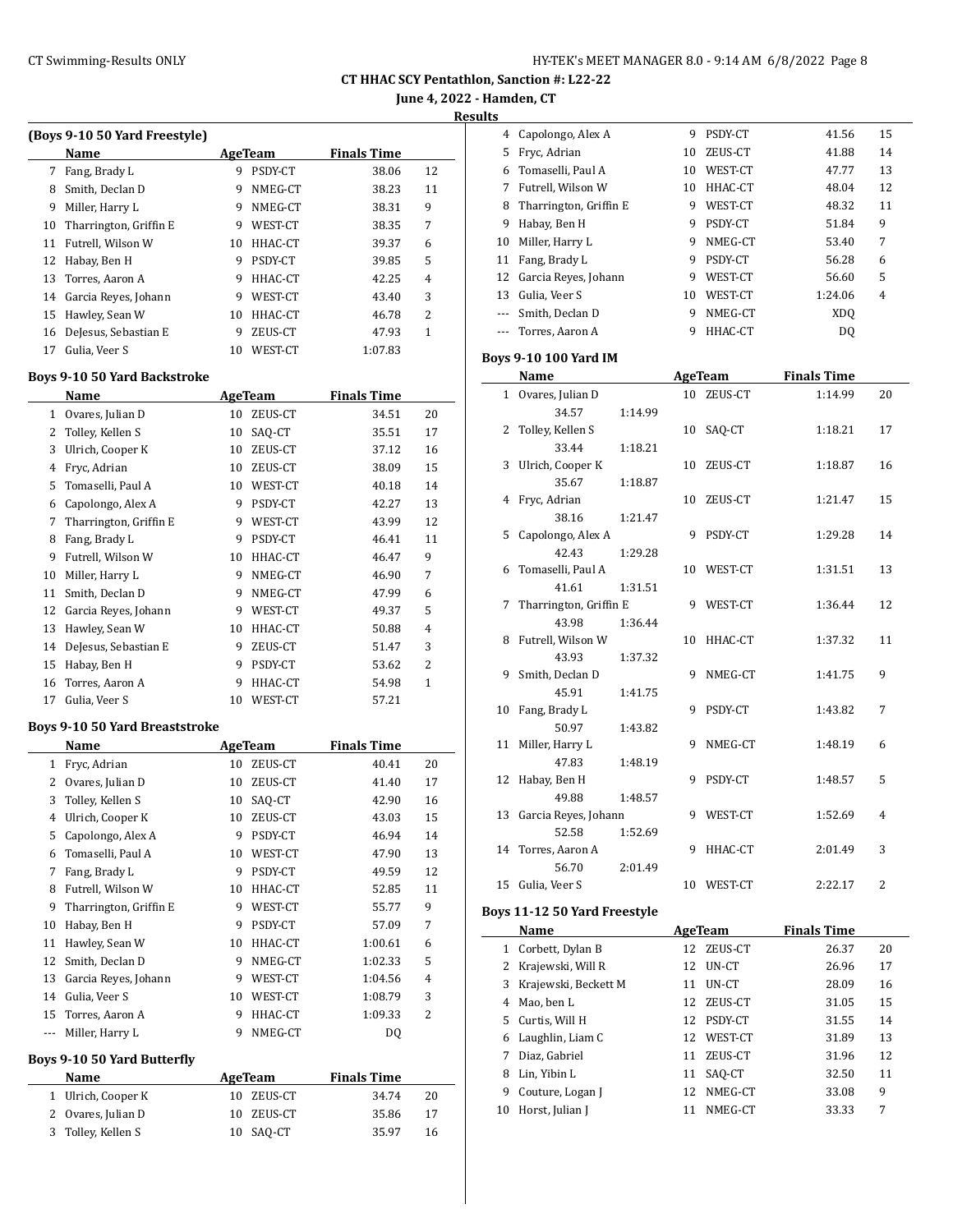## CT HHAC SCY Pentathlon, Sanction #: L22-22

**June 4, 2022 - Hamden, CT**

**Results**

### (Boys 9-10 50 Yard Freestyle)

| | Name | Age | Team | Finals Time | |
|---|---|---|---|---|---|
| 7 | Fang, Brady L | 9 | PSDY-CT | 38.06 | 12 |
| 8 | Smith, Declan D | 9 | NMEG-CT | 38.23 | 11 |
| 9 | Miller, Harry L | 9 | NMEG-CT | 38.31 | 9 |
| 10 | Tharrington, Griffin E | 9 | WEST-CT | 38.35 | 7 |
| 11 | Futrell, Wilson W | 10 | HHAC-CT | 39.37 | 6 |
| 12 | Habay, Ben H | 9 | PSDY-CT | 39.85 | 5 |
| 13 | Torres, Aaron A | 9 | HHAC-CT | 42.25 | 4 |
| 14 | Garcia Reyes, Johann | 9 | WEST-CT | 43.40 | 3 |
| 15 | Hawley, Sean W | 10 | HHAC-CT | 46.78 | 2 |
| 16 | DeJesus, Sebastian E | 9 | ZEUS-CT | 47.93 | 1 |
| 17 | Gulia, Veer S | 10 | WEST-CT | 1:07.83 | |

### Boys 9-10 50 Yard Backstroke

| | Name | Age | Team | Finals Time | |
|---|---|---|---|---|---|
| 1 | Ovares, Julian D | 10 | ZEUS-CT | 34.51 | 20 |
| 2 | Tolley, Kellen S | 10 | SAQ-CT | 35.51 | 17 |
| 3 | Ulrich, Cooper K | 10 | ZEUS-CT | 37.12 | 16 |
| 4 | Fryc, Adrian | 10 | ZEUS-CT | 38.09 | 15 |
| 5 | Tomaselli, Paul A | 10 | WEST-CT | 40.18 | 14 |
| 6 | Capolongo, Alex A | 9 | PSDY-CT | 42.27 | 13 |
| 7 | Tharrington, Griffin E | 9 | WEST-CT | 43.99 | 12 |
| 8 | Fang, Brady L | 9 | PSDY-CT | 46.41 | 11 |
| 9 | Futrell, Wilson W | 10 | HHAC-CT | 46.47 | 9 |
| 10 | Miller, Harry L | 9 | NMEG-CT | 46.90 | 7 |
| 11 | Smith, Declan D | 9 | NMEG-CT | 47.99 | 6 |
| 12 | Garcia Reyes, Johann | 9 | WEST-CT | 49.37 | 5 |
| 13 | Hawley, Sean W | 10 | HHAC-CT | 50.88 | 4 |
| 14 | DeJesus, Sebastian E | 9 | ZEUS-CT | 51.47 | 3 |
| 15 | Habay, Ben H | 9 | PSDY-CT | 53.62 | 2 |
| 16 | Torres, Aaron A | 9 | HHAC-CT | 54.98 | 1 |
| 17 | Gulia, Veer S | 10 | WEST-CT | 57.21 | |

### Boys 9-10 50 Yard Breaststroke

| | Name | Age | Team | Finals Time | |
|---|---|---|---|---|---|
| 1 | Fryc, Adrian | 10 | ZEUS-CT | 40.41 | 20 |
| 2 | Ovares, Julian D | 10 | ZEUS-CT | 41.40 | 17 |
| 3 | Tolley, Kellen S | 10 | SAQ-CT | 42.90 | 16 |
| 4 | Ulrich, Cooper K | 10 | ZEUS-CT | 43.03 | 15 |
| 5 | Capolongo, Alex A | 9 | PSDY-CT | 46.94 | 14 |
| 6 | Tomaselli, Paul A | 10 | WEST-CT | 47.90 | 13 |
| 7 | Fang, Brady L | 9 | PSDY-CT | 49.59 | 12 |
| 8 | Futrell, Wilson W | 10 | HHAC-CT | 52.85 | 11 |
| 9 | Tharrington, Griffin E | 9 | WEST-CT | 55.77 | 9 |
| 10 | Habay, Ben H | 9 | PSDY-CT | 57.09 | 7 |
| 11 | Hawley, Sean W | 10 | HHAC-CT | 1:00.61 | 6 |
| 12 | Smith, Declan D | 9 | NMEG-CT | 1:02.33 | 5 |
| 13 | Garcia Reyes, Johann | 9 | WEST-CT | 1:04.56 | 4 |
| 14 | Gulia, Veer S | 10 | WEST-CT | 1:08.79 | 3 |
| 15 | Torres, Aaron A | 9 | HHAC-CT | 1:09.33 | 2 |
| --- | Miller, Harry L | 9 | NMEG-CT | DQ | |

### Boys 9-10 50 Yard Butterfly

| | Name | Age | Team | Finals Time | |
|---|---|---|---|---|---|
| 1 | Ulrich, Cooper K | 10 | ZEUS-CT | 34.74 | 20 |
| 2 | Ovares, Julian D | 10 | ZEUS-CT | 35.86 | 17 |
| 3 | Tolley, Kellen S | 10 | SAQ-CT | 35.97 | 16 |
| 4 | Capolongo, Alex A | 9 | PSDY-CT | 41.56 | 15 |
| 5 | Fryc, Adrian | 10 | ZEUS-CT | 41.88 | 14 |
| 6 | Tomaselli, Paul A | 10 | WEST-CT | 47.77 | 13 |
| 7 | Futrell, Wilson W | 10 | HHAC-CT | 48.04 | 12 |
| 8 | Tharrington, Griffin E | 9 | WEST-CT | 48.32 | 11 |
| 9 | Habay, Ben H | 9 | PSDY-CT | 51.84 | 9 |
| 10 | Miller, Harry L | 9 | NMEG-CT | 53.40 | 7 |
| 11 | Fang, Brady L | 9 | PSDY-CT | 56.28 | 6 |
| 12 | Garcia Reyes, Johann | 9 | WEST-CT | 56.60 | 5 |
| 13 | Gulia, Veer S | 10 | WEST-CT | 1:24.06 | 4 |
| --- | Smith, Declan D | 9 | NMEG-CT | XDQ | |
| --- | Torres, Aaron A | 9 | HHAC-CT | DQ | |

### Boys 9-10 100 Yard IM

| | Name | Age | Team | Finals Time | |
|---|---|---|---|---|---|
| 1 | Ovares, Julian D | 10 | ZEUS-CT | 1:14.99 | 20 |
| | 34.57 1:14.99 | | | | |
| 2 | Tolley, Kellen S | 10 | SAQ-CT | 1:18.21 | 17 |
| | 33.44 1:18.21 | | | | |
| 3 | Ulrich, Cooper K | 10 | ZEUS-CT | 1:18.87 | 16 |
| | 35.67 1:18.87 | | | | |
| 4 | Fryc, Adrian | 10 | ZEUS-CT | 1:21.47 | 15 |
| | 38.16 1:21.47 | | | | |
| 5 | Capolongo, Alex A | 9 | PSDY-CT | 1:29.28 | 14 |
| | 42.43 1:29.28 | | | | |
| 6 | Tomaselli, Paul A | 10 | WEST-CT | 1:31.51 | 13 |
| | 41.61 1:31.51 | | | | |
| 7 | Tharrington, Griffin E | 9 | WEST-CT | 1:36.44 | 12 |
| | 43.98 1:36.44 | | | | |
| 8 | Futrell, Wilson W | 10 | HHAC-CT | 1:37.32 | 11 |
| | 43.93 1:37.32 | | | | |
| 9 | Smith, Declan D | 9 | NMEG-CT | 1:41.75 | 9 |
| | 45.91 1:41.75 | | | | |
| 10 | Fang, Brady L | 9 | PSDY-CT | 1:43.82 | 7 |
| | 50.97 1:43.82 | | | | |
| 11 | Miller, Harry L | 9 | NMEG-CT | 1:48.19 | 6 |
| | 47.83 1:48.19 | | | | |
| 12 | Habay, Ben H | 9 | PSDY-CT | 1:48.57 | 5 |
| | 49.88 1:48.57 | | | | |
| 13 | Garcia Reyes, Johann | 9 | WEST-CT | 1:52.69 | 4 |
| | 52.58 1:52.69 | | | | |
| 14 | Torres, Aaron A | 9 | HHAC-CT | 2:01.49 | 3 |
| | 56.70 2:01.49 | | | | |
| 15 | Gulia, Veer S | 10 | WEST-CT | 2:22.17 | 2 |

### Boys 11-12 50 Yard Freestyle

| | Name | Age | Team | Finals Time | |
|---|---|---|---|---|---|
| 1 | Corbett, Dylan B | 12 | ZEUS-CT | 26.37 | 20 |
| 2 | Krajewski, Will R | 12 | UN-CT | 26.96 | 17 |
| 3 | Krajewski, Beckett M | 11 | UN-CT | 28.09 | 16 |
| 4 | Mao, ben L | 12 | ZEUS-CT | 31.05 | 15 |
| 5 | Curtis, Will H | 12 | PSDY-CT | 31.55 | 14 |
| 6 | Laughlin, Liam C | 12 | WEST-CT | 31.89 | 13 |
| 7 | Diaz, Gabriel | 11 | ZEUS-CT | 31.96 | 12 |
| 8 | Lin, Yibin L | 11 | SAQ-CT | 32.50 | 11 |
| 9 | Couture, Logan J | 12 | NMEG-CT | 33.08 | 9 |
| 10 | Horst, Julian J | 11 | NMEG-CT | 33.33 | 7 |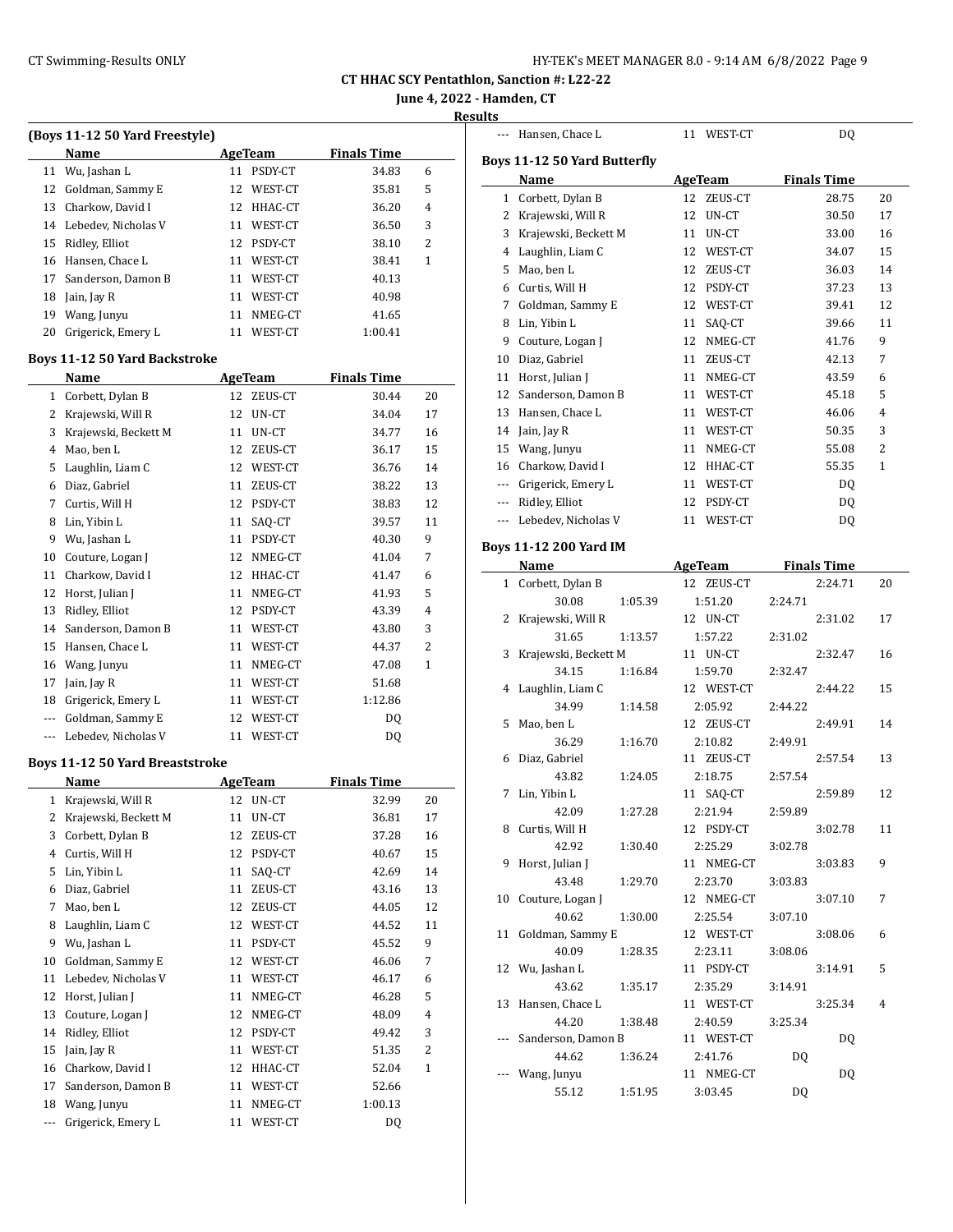CT HHAC SCY Pentathlon, Sanction #: L22-22

June 4, 2022 - Hamden, CT

Results

### (Boys 11-12 50 Yard Freestyle)

| | Name | Age | Team | Finals Time | |
|---|---|---|---|---|---|
| 11 | Wu, Jashan L | 11 | PSDY-CT | 34.83 | 6 |
| 12 | Goldman, Sammy E | 12 | WEST-CT | 35.81 | 5 |
| 13 | Charkow, David I | 12 | HHAC-CT | 36.20 | 4 |
| 14 | Lebedev, Nicholas V | 11 | WEST-CT | 36.50 | 3 |
| 15 | Ridley, Elliot | 12 | PSDY-CT | 38.10 | 2 |
| 16 | Hansen, Chace L | 11 | WEST-CT | 38.41 | 1 |
| 17 | Sanderson, Damon B | 11 | WEST-CT | 40.13 | |
| 18 | Jain, Jay R | 11 | WEST-CT | 40.98 | |
| 19 | Wang, Junyu | 11 | NMEG-CT | 41.65 | |
| 20 | Grigerick, Emery L | 11 | WEST-CT | 1:00.41 | |

### Boys 11-12 50 Yard Backstroke

| | Name | Age | Team | Finals Time | |
|---|---|---|---|---|---|
| 1 | Corbett, Dylan B | 12 | ZEUS-CT | 30.44 | 20 |
| 2 | Krajewski, Will R | 12 | UN-CT | 34.04 | 17 |
| 3 | Krajewski, Beckett M | 11 | UN-CT | 34.77 | 16 |
| 4 | Mao, ben L | 12 | ZEUS-CT | 36.17 | 15 |
| 5 | Laughlin, Liam C | 12 | WEST-CT | 36.76 | 14 |
| 6 | Diaz, Gabriel | 11 | ZEUS-CT | 38.22 | 13 |
| 7 | Curtis, Will H | 12 | PSDY-CT | 38.83 | 12 |
| 8 | Lin, Yibin L | 11 | SAQ-CT | 39.57 | 11 |
| 9 | Wu, Jashan L | 11 | PSDY-CT | 40.30 | 9 |
| 10 | Couture, Logan J | 12 | NMEG-CT | 41.04 | 7 |
| 11 | Charkow, David I | 12 | HHAC-CT | 41.47 | 6 |
| 12 | Horst, Julian J | 11 | NMEG-CT | 41.93 | 5 |
| 13 | Ridley, Elliot | 12 | PSDY-CT | 43.39 | 4 |
| 14 | Sanderson, Damon B | 11 | WEST-CT | 43.80 | 3 |
| 15 | Hansen, Chace L | 11 | WEST-CT | 44.37 | 2 |
| 16 | Wang, Junyu | 11 | NMEG-CT | 47.08 | 1 |
| 17 | Jain, Jay R | 11 | WEST-CT | 51.68 | |
| 18 | Grigerick, Emery L | 11 | WEST-CT | 1:12.86 | |
| --- | Goldman, Sammy E | 12 | WEST-CT | DQ | |
| --- | Lebedev, Nicholas V | 11 | WEST-CT | DQ | |

### Boys 11-12 50 Yard Breaststroke

| | Name | Age | Team | Finals Time | |
|---|---|---|---|---|---|
| 1 | Krajewski, Will R | 12 | UN-CT | 32.99 | 20 |
| 2 | Krajewski, Beckett M | 11 | UN-CT | 36.81 | 17 |
| 3 | Corbett, Dylan B | 12 | ZEUS-CT | 37.28 | 16 |
| 4 | Curtis, Will H | 12 | PSDY-CT | 40.67 | 15 |
| 5 | Lin, Yibin L | 11 | SAQ-CT | 42.69 | 14 |
| 6 | Diaz, Gabriel | 11 | ZEUS-CT | 43.16 | 13 |
| 7 | Mao, ben L | 12 | ZEUS-CT | 44.05 | 12 |
| 8 | Laughlin, Liam C | 12 | WEST-CT | 44.52 | 11 |
| 9 | Wu, Jashan L | 11 | PSDY-CT | 45.52 | 9 |
| 10 | Goldman, Sammy E | 12 | WEST-CT | 46.06 | 7 |
| 11 | Lebedev, Nicholas V | 11 | WEST-CT | 46.17 | 6 |
| 12 | Horst, Julian J | 11 | NMEG-CT | 46.28 | 5 |
| 13 | Couture, Logan J | 12 | NMEG-CT | 48.09 | 4 |
| 14 | Ridley, Elliot | 12 | PSDY-CT | 49.42 | 3 |
| 15 | Jain, Jay R | 11 | WEST-CT | 51.35 | 2 |
| 16 | Charkow, David I | 12 | HHAC-CT | 52.04 | 1 |
| 17 | Sanderson, Damon B | 11 | WEST-CT | 52.66 | |
| 18 | Wang, Junyu | 11 | NMEG-CT | 1:00.13 | |
| --- | Grigerick, Emery L | 11 | WEST-CT | DQ | |
| --- | Hansen, Chace L | 11 | WEST-CT | DQ | |

### Boys 11-12 50 Yard Butterfly

| | Name | Age | Team | Finals Time | |
|---|---|---|---|---|---|
| 1 | Corbett, Dylan B | 12 | ZEUS-CT | 28.75 | 20 |
| 2 | Krajewski, Will R | 12 | UN-CT | 30.50 | 17 |
| 3 | Krajewski, Beckett M | 11 | UN-CT | 33.00 | 16 |
| 4 | Laughlin, Liam C | 12 | WEST-CT | 34.07 | 15 |
| 5 | Mao, ben L | 12 | ZEUS-CT | 36.03 | 14 |
| 6 | Curtis, Will H | 12 | PSDY-CT | 37.23 | 13 |
| 7 | Goldman, Sammy E | 12 | WEST-CT | 39.41 | 12 |
| 8 | Lin, Yibin L | 11 | SAQ-CT | 39.66 | 11 |
| 9 | Couture, Logan J | 12 | NMEG-CT | 41.76 | 9 |
| 10 | Diaz, Gabriel | 11 | ZEUS-CT | 42.13 | 7 |
| 11 | Horst, Julian J | 11 | NMEG-CT | 43.59 | 6 |
| 12 | Sanderson, Damon B | 11 | WEST-CT | 45.18 | 5 |
| 13 | Hansen, Chace L | 11 | WEST-CT | 46.06 | 4 |
| 14 | Jain, Jay R | 11 | WEST-CT | 50.35 | 3 |
| 15 | Wang, Junyu | 11 | NMEG-CT | 55.08 | 2 |
| 16 | Charkow, David I | 12 | HHAC-CT | 55.35 | 1 |
| --- | Grigerick, Emery L | 11 | WEST-CT | DQ | |
| --- | Ridley, Elliot | 12 | PSDY-CT | DQ | |
| --- | Lebedev, Nicholas V | 11 | WEST-CT | DQ | |

### Boys 11-12 200 Yard IM

| | Name | Age | Team | Finals Time | |
|---|---|---|---|---|---|
| 1 | Corbett, Dylan B | 12 | ZEUS-CT | 2:24.71 | 20 |
| | 30.08 / 1:05.39 / 1:51.20 / 2:24.71 | | | | |
| 2 | Krajewski, Will R | 12 | UN-CT | 2:31.02 | 17 |
| | 31.65 / 1:13.57 / 1:57.22 / 2:31.02 | | | | |
| 3 | Krajewski, Beckett M | 11 | UN-CT | 2:32.47 | 16 |
| | 34.15 / 1:16.84 / 1:59.70 / 2:32.47 | | | | |
| 4 | Laughlin, Liam C | 12 | WEST-CT | 2:44.22 | 15 |
| | 34.99 / 1:14.58 / 2:05.92 / 2:44.22 | | | | |
| 5 | Mao, ben L | 12 | ZEUS-CT | 2:49.91 | 14 |
| | 36.29 / 1:16.70 / 2:10.82 / 2:49.91 | | | | |
| 6 | Diaz, Gabriel | 11 | ZEUS-CT | 2:57.54 | 13 |
| | 43.82 / 1:24.05 / 2:18.75 / 2:57.54 | | | | |
| 7 | Lin, Yibin L | 11 | SAQ-CT | 2:59.89 | 12 |
| | 42.09 / 1:27.28 / 2:21.94 / 2:59.89 | | | | |
| 8 | Curtis, Will H | 12 | PSDY-CT | 3:02.78 | 11 |
| | 42.92 / 1:30.40 / 2:25.29 / 3:02.78 | | | | |
| 9 | Horst, Julian J | 11 | NMEG-CT | 3:03.83 | 9 |
| | 43.48 / 1:29.70 / 2:23.70 / 3:03.83 | | | | |
| 10 | Couture, Logan J | 12 | NMEG-CT | 3:07.10 | 7 |
| | 40.62 / 1:30.00 / 2:25.54 / 3:07.10 | | | | |
| 11 | Goldman, Sammy E | 12 | WEST-CT | 3:08.06 | 6 |
| | 40.09 / 1:28.35 / 2:23.11 / 3:08.06 | | | | |
| 12 | Wu, Jashan L | 11 | PSDY-CT | 3:14.91 | 5 |
| | 43.62 / 1:35.17 / 2:35.29 / 3:14.91 | | | | |
| 13 | Hansen, Chace L | 11 | WEST-CT | 3:25.34 | 4 |
| | 44.20 / 1:38.48 / 2:40.59 / 3:25.34 | | | | |
| --- | Sanderson, Damon B | 11 | WEST-CT | DQ | |
| | 44.62 / 1:36.24 / 2:41.76 / DQ | | | | |
| --- | Wang, Junyu | 11 | NMEG-CT | DQ | |
| | 55.12 / 1:51.95 / 3:03.45 / DQ | | | | |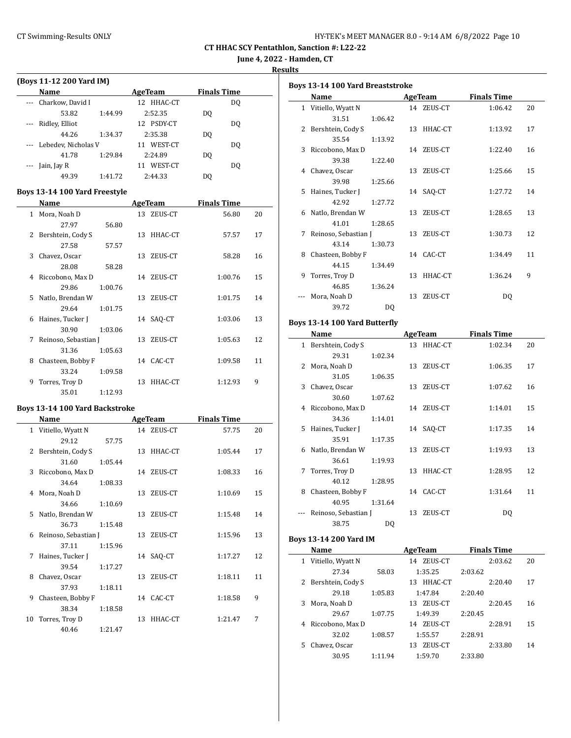## CT HHAC SCY Pentathlon, Sanction #: L22-22

**June 4, 2022 - Hamden, CT**

**Results**

### (Boys 11-12 200 Yard IM)

| | Name | AgeTeam | Finals Time | |
|---|---|---|---|---|
| --- | Charkow, David I | 12 HHAC-CT | DQ | |
| | 53.82 / 1:44.99 / 2:52.35 / DQ | | | |
| --- | Ridley, Elliot | 12 PSDY-CT | DQ | |
| | 44.26 / 1:34.37 / 2:35.38 / DQ | | | |
| --- | Lebedev, Nicholas V | 11 WEST-CT | DQ | |
| | 41.78 / 1:29.84 / 2:24.89 / DQ | | | |
| --- | Jain, Jay R | 11 WEST-CT | DQ | |
| | 49.39 / 1:41.72 / 2:44.33 / DQ | | | |

### Boys 13-14 100 Yard Freestyle

| | Name | AgeTeam | Finals Time | Points |
|---|---|---|---|---|
| 1 | Mora, Noah D | 13 ZEUS-CT | 56.80 | 20 |
| | 27.97 / 56.80 | | | |
| 2 | Bershtein, Cody S | 13 HHAC-CT | 57.57 | 17 |
| | 27.58 / 57.57 | | | |
| 3 | Chavez, Oscar | 13 ZEUS-CT | 58.28 | 16 |
| | 28.08 / 58.28 | | | |
| 4 | Riccobono, Max D | 14 ZEUS-CT | 1:00.76 | 15 |
| | 29.86 / 1:00.76 | | | |
| 5 | Natlo, Brendan W | 13 ZEUS-CT | 1:01.75 | 14 |
| | 29.64 / 1:01.75 | | | |
| 6 | Haines, Tucker J | 14 SAQ-CT | 1:03.06 | 13 |
| | 30.90 / 1:03.06 | | | |
| 7 | Reinoso, Sebastian J | 13 ZEUS-CT | 1:05.63 | 12 |
| | 31.36 / 1:05.63 | | | |
| 8 | Chasteen, Bobby F | 14 CAC-CT | 1:09.58 | 11 |
| | 33.24 / 1:09.58 | | | |
| 9 | Torres, Troy D | 13 HHAC-CT | 1:12.93 | 9 |
| | 35.01 / 1:12.93 | | | |

### Boys 13-14 100 Yard Backstroke

| | Name | AgeTeam | Finals Time | Points |
|---|---|---|---|---|
| 1 | Vitiello, Wyatt N | 14 ZEUS-CT | 57.75 | 20 |
| | 29.12 / 57.75 | | | |
| 2 | Bershtein, Cody S | 13 HHAC-CT | 1:05.44 | 17 |
| | 31.60 / 1:05.44 | | | |
| 3 | Riccobono, Max D | 14 ZEUS-CT | 1:08.33 | 16 |
| | 34.64 / 1:08.33 | | | |
| 4 | Mora, Noah D | 13 ZEUS-CT | 1:10.69 | 15 |
| | 34.66 / 1:10.69 | | | |
| 5 | Natlo, Brendan W | 13 ZEUS-CT | 1:15.48 | 14 |
| | 36.73 / 1:15.48 | | | |
| 6 | Reinoso, Sebastian J | 13 ZEUS-CT | 1:15.96 | 13 |
| | 37.11 / 1:15.96 | | | |
| 7 | Haines, Tucker J | 14 SAQ-CT | 1:17.27 | 12 |
| | 39.54 / 1:17.27 | | | |
| 8 | Chavez, Oscar | 13 ZEUS-CT | 1:18.11 | 11 |
| | 37.93 / 1:18.11 | | | |
| 9 | Chasteen, Bobby F | 14 CAC-CT | 1:18.58 | 9 |
| | 38.34 / 1:18.58 | | | |
| 10 | Torres, Troy D | 13 HHAC-CT | 1:21.47 | 7 |
| | 40.46 / 1:21.47 | | | |

### Boys 13-14 100 Yard Breaststroke

| | Name | AgeTeam | Finals Time | Points |
|---|---|---|---|---|
| 1 | Vitiello, Wyatt N | 14 ZEUS-CT | 1:06.42 | 20 |
| | 31.51 / 1:06.42 | | | |
| 2 | Bershtein, Cody S | 13 HHAC-CT | 1:13.92 | 17 |
| | 35.54 / 1:13.92 | | | |
| 3 | Riccobono, Max D | 14 ZEUS-CT | 1:22.40 | 16 |
| | 39.38 / 1:22.40 | | | |
| 4 | Chavez, Oscar | 13 ZEUS-CT | 1:25.66 | 15 |
| | 39.98 / 1:25.66 | | | |
| 5 | Haines, Tucker J | 14 SAQ-CT | 1:27.72 | 14 |
| | 42.92 / 1:27.72 | | | |
| 6 | Natlo, Brendan W | 13 ZEUS-CT | 1:28.65 | 13 |
| | 41.01 / 1:28.65 | | | |
| 7 | Reinoso, Sebastian J | 13 ZEUS-CT | 1:30.73 | 12 |
| | 43.14 / 1:30.73 | | | |
| 8 | Chasteen, Bobby F | 14 CAC-CT | 1:34.49 | 11 |
| | 44.15 / 1:34.49 | | | |
| 9 | Torres, Troy D | 13 HHAC-CT | 1:36.24 | 9 |
| | 46.85 / 1:36.24 | | | |
| --- | Mora, Noah D | 13 ZEUS-CT | DQ | |
| | 39.72 / DQ | | | |

### Boys 13-14 100 Yard Butterfly

| | Name | AgeTeam | Finals Time | Points |
|---|---|---|---|---|
| 1 | Bershtein, Cody S | 13 HHAC-CT | 1:02.34 | 20 |
| | 29.31 / 1:02.34 | | | |
| 2 | Mora, Noah D | 13 ZEUS-CT | 1:06.35 | 17 |
| | 31.05 / 1:06.35 | | | |
| 3 | Chavez, Oscar | 13 ZEUS-CT | 1:07.62 | 16 |
| | 30.60 / 1:07.62 | | | |
| 4 | Riccobono, Max D | 14 ZEUS-CT | 1:14.01 | 15 |
| | 34.36 / 1:14.01 | | | |
| 5 | Haines, Tucker J | 14 SAQ-CT | 1:17.35 | 14 |
| | 35.91 / 1:17.35 | | | |
| 6 | Natlo, Brendan W | 13 ZEUS-CT | 1:19.93 | 13 |
| | 36.61 / 1:19.93 | | | |
| 7 | Torres, Troy D | 13 HHAC-CT | 1:28.95 | 12 |
| | 40.12 / 1:28.95 | | | |
| 8 | Chasteen, Bobby F | 14 CAC-CT | 1:31.64 | 11 |
| | 40.95 / 1:31.64 | | | |
| --- | Reinoso, Sebastian J | 13 ZEUS-CT | DQ | |
| | 38.75 / DQ | | | |

### Boys 13-14 200 Yard IM

| | Name | AgeTeam | Finals Time | Points |
|---|---|---|---|---|
| 1 | Vitiello, Wyatt N | 14 ZEUS-CT | 2:03.62 | 20 |
| | 27.34 / 58.03 / 1:35.25 / 2:03.62 | | | |
| 2 | Bershtein, Cody S | 13 HHAC-CT | 2:20.40 | 17 |
| | 29.18 / 1:05.83 / 1:47.84 / 2:20.40 | | | |
| 3 | Mora, Noah D | 13 ZEUS-CT | 2:20.45 | 16 |
| | 29.67 / 1:07.75 / 1:49.39 / 2:20.45 | | | |
| 4 | Riccobono, Max D | 14 ZEUS-CT | 2:28.91 | 15 |
| | 32.02 / 1:08.57 / 1:55.57 / 2:28.91 | | | |
| 5 | Chavez, Oscar | 13 ZEUS-CT | 2:33.80 | 14 |
| | 30.95 / 1:11.94 / 1:59.70 / 2:33.80 | | | |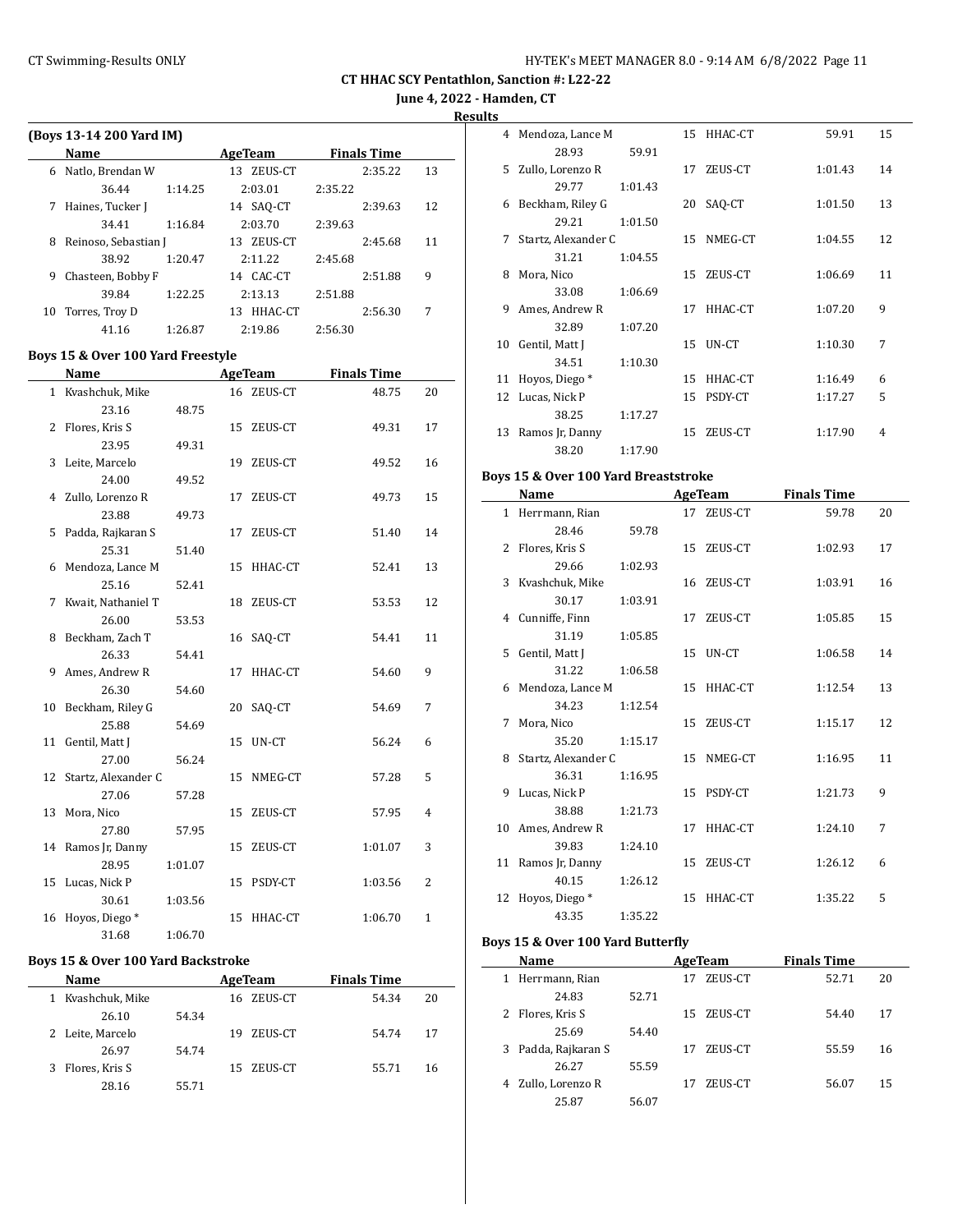CT HHAC SCY Pentathlon, Sanction #: L22-22

June 4, 2022 - Hamden, CT

Results

### (Boys 13-14 200 Yard IM)

| | Name | AgeTeam | Finals Time | |
|---|---|---|---|---|
| 6 | Natlo, Brendan W | 13 ZEUS-CT | 2:35.22 | 13 |
| | 36.44 1:14.25 | 2:03.01 | 2:35.22 | |
| 7 | Haines, Tucker J | 14 SAQ-CT | 2:39.63 | 12 |
| | 34.41 1:16.84 | 2:03.70 | 2:39.63 | |
| 8 | Reinoso, Sebastian J | 13 ZEUS-CT | 2:45.68 | 11 |
| | 38.92 1:20.47 | 2:11.22 | 2:45.68 | |
| 9 | Chasteen, Bobby F | 14 CAC-CT | 2:51.88 | 9 |
| | 39.84 1:22.25 | 2:13.13 | 2:51.88 | |
| 10 | Torres, Troy D | 13 HHAC-CT | 2:56.30 | 7 |
| | 41.16 1:26.87 | 2:19.86 | 2:56.30 | |

### Boys 15 & Over 100 Yard Freestyle

| | Name | AgeTeam | Finals Time | |
|---|---|---|---|---|
| 1 | Kvashchuk, Mike | 16 ZEUS-CT | 48.75 | 20 |
| | 23.16 48.75 | | | |
| 2 | Flores, Kris S | 15 ZEUS-CT | 49.31 | 17 |
| | 23.95 49.31 | | | |
| 3 | Leite, Marcelo | 19 ZEUS-CT | 49.52 | 16 |
| | 24.00 49.52 | | | |
| 4 | Zullo, Lorenzo R | 17 ZEUS-CT | 49.73 | 15 |
| | 23.88 49.73 | | | |
| 5 | Padda, Rajkaran S | 17 ZEUS-CT | 51.40 | 14 |
| | 25.31 51.40 | | | |
| 6 | Mendoza, Lance M | 15 HHAC-CT | 52.41 | 13 |
| | 25.16 52.41 | | | |
| 7 | Kwait, Nathaniel T | 18 ZEUS-CT | 53.53 | 12 |
| | 26.00 53.53 | | | |
| 8 | Beckham, Zach T | 16 SAQ-CT | 54.41 | 11 |
| | 26.33 54.41 | | | |
| 9 | Ames, Andrew R | 17 HHAC-CT | 54.60 | 9 |
| | 26.30 54.60 | | | |
| 10 | Beckham, Riley G | 20 SAQ-CT | 54.69 | 7 |
| | 25.88 54.69 | | | |
| 11 | Gentil, Matt J | 15 UN-CT | 56.24 | 6 |
| | 27.00 56.24 | | | |
| 12 | Startz, Alexander C | 15 NMEG-CT | 57.28 | 5 |
| | 27.06 57.28 | | | |
| 13 | Mora, Nico | 15 ZEUS-CT | 57.95 | 4 |
| | 27.80 57.95 | | | |
| 14 | Ramos Jr, Danny | 15 ZEUS-CT | 1:01.07 | 3 |
| | 28.95 1:01.07 | | | |
| 15 | Lucas, Nick P | 15 PSDY-CT | 1:03.56 | 2 |
| | 30.61 1:03.56 | | | |
| 16 | Hoyos, Diego * | 15 HHAC-CT | 1:06.70 | 1 |
| | 31.68 1:06.70 | | | |

### Boys 15 & Over 100 Yard Backstroke

| | Name | AgeTeam | Finals Time | |
|---|---|---|---|---|
| 1 | Kvashchuk, Mike | 16 ZEUS-CT | 54.34 | 20 |
| | 26.10 54.34 | | | |
| 2 | Leite, Marcelo | 19 ZEUS-CT | 54.74 | 17 |
| | 26.97 54.74 | | | |
| 3 | Flores, Kris S | 15 ZEUS-CT | 55.71 | 16 |
| | 28.16 55.71 | | | |
| 4 | Mendoza, Lance M | 15 HHAC-CT | 59.91 | 15 |
| | 28.93 59.91 | | | |
| 5 | Zullo, Lorenzo R | 17 ZEUS-CT | 1:01.43 | 14 |
| | 29.77 1:01.43 | | | |
| 6 | Beckham, Riley G | 20 SAQ-CT | 1:01.50 | 13 |
| | 29.21 1:01.50 | | | |
| 7 | Startz, Alexander C | 15 NMEG-CT | 1:04.55 | 12 |
| | 31.21 1:04.55 | | | |
| 8 | Mora, Nico | 15 ZEUS-CT | 1:06.69 | 11 |
| | 33.08 1:06.69 | | | |
| 9 | Ames, Andrew R | 17 HHAC-CT | 1:07.20 | 9 |
| | 32.89 1:07.20 | | | |
| 10 | Gentil, Matt J | 15 UN-CT | 1:10.30 | 7 |
| | 34.51 1:10.30 | | | |
| 11 | Hoyos, Diego * | 15 HHAC-CT | 1:16.49 | 6 |
| 12 | Lucas, Nick P | 15 PSDY-CT | 1:17.27 | 5 |
| | 38.25 1:17.27 | | | |
| 13 | Ramos Jr, Danny | 15 ZEUS-CT | 1:17.90 | 4 |
| | 38.20 1:17.90 | | | |

### Boys 15 & Over 100 Yard Breaststroke

| | Name | AgeTeam | Finals Time | |
|---|---|---|---|---|
| 1 | Herrmann, Rian | 17 ZEUS-CT | 59.78 | 20 |
| | 28.46 59.78 | | | |
| 2 | Flores, Kris S | 15 ZEUS-CT | 1:02.93 | 17 |
| | 29.66 1:02.93 | | | |
| 3 | Kvashchuk, Mike | 16 ZEUS-CT | 1:03.91 | 16 |
| | 30.17 1:03.91 | | | |
| 4 | Cunniffe, Finn | 17 ZEUS-CT | 1:05.85 | 15 |
| | 31.19 1:05.85 | | | |
| 5 | Gentil, Matt J | 15 UN-CT | 1:06.58 | 14 |
| | 31.22 1:06.58 | | | |
| 6 | Mendoza, Lance M | 15 HHAC-CT | 1:12.54 | 13 |
| | 34.23 1:12.54 | | | |
| 7 | Mora, Nico | 15 ZEUS-CT | 1:15.17 | 12 |
| | 35.20 1:15.17 | | | |
| 8 | Startz, Alexander C | 15 NMEG-CT | 1:16.95 | 11 |
| | 36.31 1:16.95 | | | |
| 9 | Lucas, Nick P | 15 PSDY-CT | 1:21.73 | 9 |
| | 38.88 1:21.73 | | | |
| 10 | Ames, Andrew R | 17 HHAC-CT | 1:24.10 | 7 |
| | 39.83 1:24.10 | | | |
| 11 | Ramos Jr, Danny | 15 ZEUS-CT | 1:26.12 | 6 |
| | 40.15 1:26.12 | | | |
| 12 | Hoyos, Diego * | 15 HHAC-CT | 1:35.22 | 5 |
| | 43.35 1:35.22 | | | |

### Boys 15 & Over 100 Yard Butterfly

| | Name | AgeTeam | Finals Time | |
|---|---|---|---|---|
| 1 | Herrmann, Rian | 17 ZEUS-CT | 52.71 | 20 |
| | 24.83 52.71 | | | |
| 2 | Flores, Kris S | 15 ZEUS-CT | 54.40 | 17 |
| | 25.69 54.40 | | | |
| 3 | Padda, Rajkaran S | 17 ZEUS-CT | 55.59 | 16 |
| | 26.27 55.59 | | | |
| 4 | Zullo, Lorenzo R | 17 ZEUS-CT | 56.07 | 15 |
| | 25.87 56.07 | | | |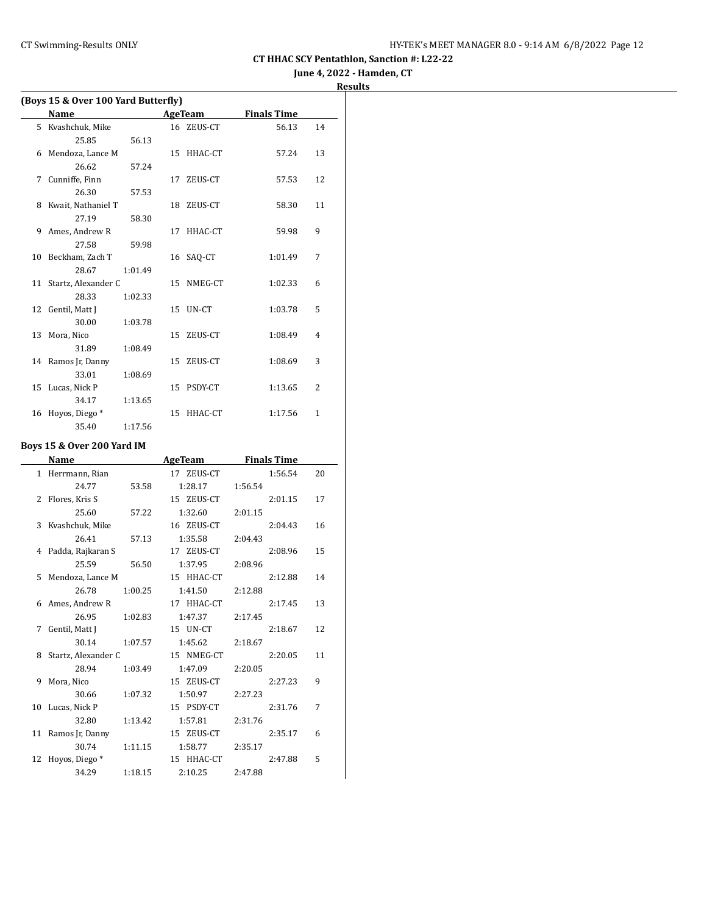CT HHAC SCY Pentathlon, Sanction #: L22-22

June 4, 2022 - Hamden, CT

**Results**

**(Boys 15 & Over 100 Yard Butterfly)**

| | Name | | AgeTeam | | Finals Time | |
|---|---|---|---|---|---|---|
| 5 | Kvashchuk, Mike | | 16 | ZEUS-CT | 56.13 | 14 |
| | 25.85 | 56.13 | | | | |
| 6 | Mendoza, Lance M | | 15 | HHAC-CT | 57.24 | 13 |
| | 26.62 | 57.24 | | | | |
| 7 | Cunniffe, Finn | | 17 | ZEUS-CT | 57.53 | 12 |
| | 26.30 | 57.53 | | | | |
| 8 | Kwait, Nathaniel T | | 18 | ZEUS-CT | 58.30 | 11 |
| | 27.19 | 58.30 | | | | |
| 9 | Ames, Andrew R | | 17 | HHAC-CT | 59.98 | 9 |
| | 27.58 | 59.98 | | | | |
| 10 | Beckham, Zach T | | 16 | SAQ-CT | 1:01.49 | 7 |
| | 28.67 | 1:01.49 | | | | |
| 11 | Startz, Alexander C | | 15 | NMEG-CT | 1:02.33 | 6 |
| | 28.33 | 1:02.33 | | | | |
| 12 | Gentil, Matt J | | 15 | UN-CT | 1:03.78 | 5 |
| | 30.00 | 1:03.78 | | | | |
| 13 | Mora, Nico | | 15 | ZEUS-CT | 1:08.49 | 4 |
| | 31.89 | 1:08.49 | | | | |
| 14 | Ramos Jr, Danny | | 15 | ZEUS-CT | 1:08.69 | 3 |
| | 33.01 | 1:08.69 | | | | |
| 15 | Lucas, Nick P | | 15 | PSDY-CT | 1:13.65 | 2 |
| | 34.17 | 1:13.65 | | | | |
| 16 | Hoyos, Diego * | | 15 | HHAC-CT | 1:17.56 | 1 |
| | 35.40 | 1:17.56 | | | | |

**Boys 15 & Over 200 Yard IM**

| | Name | | AgeTeam | | Finals Time | |
|---|---|---|---|---|---|---|
| 1 | Herrmann, Rian | | 17 ZEUS-CT | | 1:56.54 | 20 |
| | 24.77 | 53.58 | 1:28.17 | 1:56.54 | | |
| 2 | Flores, Kris S | | 15 ZEUS-CT | | 2:01.15 | 17 |
| | 25.60 | 57.22 | 1:32.60 | 2:01.15 | | |
| 3 | Kvashchuk, Mike | | 16 ZEUS-CT | | 2:04.43 | 16 |
| | 26.41 | 57.13 | 1:35.58 | 2:04.43 | | |
| 4 | Padda, Rajkaran S | | 17 ZEUS-CT | | 2:08.96 | 15 |
| | 25.59 | 56.50 | 1:37.95 | 2:08.96 | | |
| 5 | Mendoza, Lance M | | 15 HHAC-CT | | 2:12.88 | 14 |
| | 26.78 | 1:00.25 | 1:41.50 | 2:12.88 | | |
| 6 | Ames, Andrew R | | 17 HHAC-CT | | 2:17.45 | 13 |
| | 26.95 | 1:02.83 | 1:47.37 | 2:17.45 | | |
| 7 | Gentil, Matt J | | 15 UN-CT | | 2:18.67 | 12 |
| | 30.14 | 1:07.57 | 1:45.62 | 2:18.67 | | |
| 8 | Startz, Alexander C | | 15 NMEG-CT | | 2:20.05 | 11 |
| | 28.94 | 1:03.49 | 1:47.09 | 2:20.05 | | |
| 9 | Mora, Nico | | 15 ZEUS-CT | | 2:27.23 | 9 |
| | 30.66 | 1:07.32 | 1:50.97 | 2:27.23 | | |
| 10 | Lucas, Nick P | | 15 PSDY-CT | | 2:31.76 | 7 |
| | 32.80 | 1:13.42 | 1:57.81 | 2:31.76 | | |
| 11 | Ramos Jr, Danny | | 15 ZEUS-CT | | 2:35.17 | 6 |
| | 30.74 | 1:11.15 | 1:58.77 | 2:35.17 | | |
| 12 | Hoyos, Diego * | | 15 HHAC-CT | | 2:47.88 | 5 |
| | 34.29 | 1:18.15 | 2:10.25 | 2:47.88 | | |